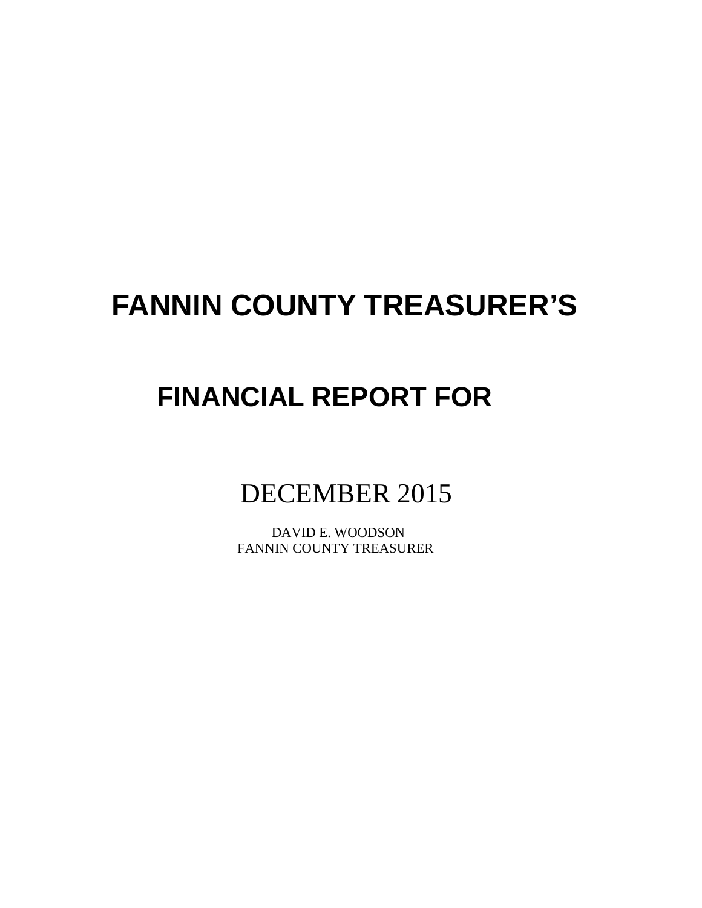# FANNIN COUNTY TREASURER'S

## FINANCIAL REPORT FOR

DECEMBER 2015

DAVID E. WOODSON
FANNIN COUNTY TREASURER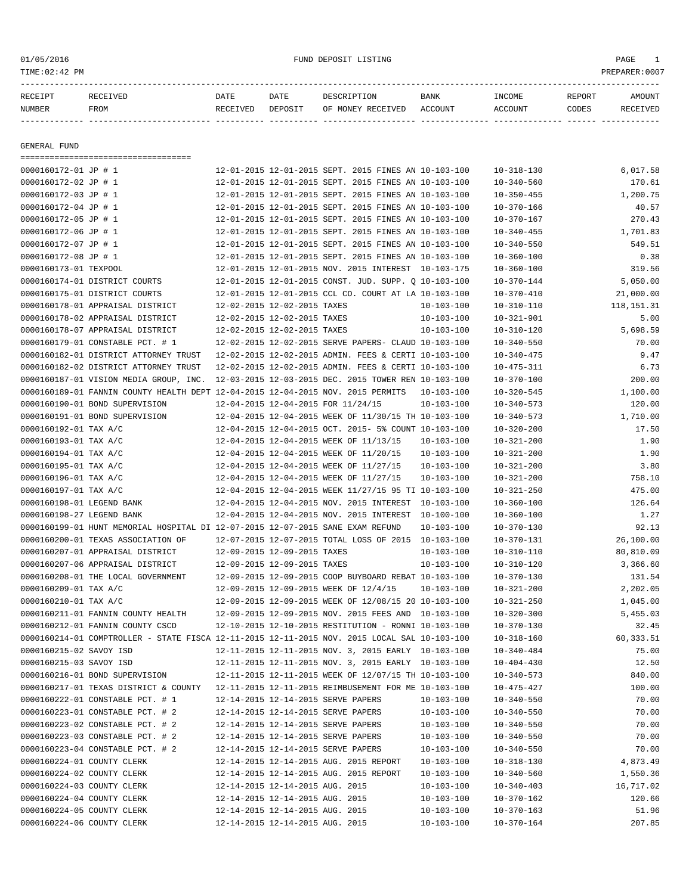01/05/2016 FUND DEPOSIT LISTING PAGE 1
TIME:02:42 PM PREPARER:0007

| RECEIPT NUMBER | RECEIVED FROM | DATE RECEIVED | DATE DEPOSIT | DESCRIPTION OF MONEY RECEIVED | BANK ACCOUNT | INCOME ACCOUNT | REPORT CODES | AMOUNT RECEIVED |
|---|---|---|---|---|---|---|---|---|

GENERAL FUND

| RECEIPT NUMBER | RECEIVED FROM | DATE RECEIVED | DATE DEPOSIT | DESCRIPTION OF MONEY RECEIVED | BANK ACCOUNT | INCOME ACCOUNT | REPORT CODES | AMOUNT RECEIVED |
|---|---|---|---|---|---|---|---|---|
| 0000160172-01 | JP # 1 | 12-01-2015 | 12-01-2015 | SEPT. 2015 FINES AN | 10-103-100 | 10-318-130 | | 6,017.58 |
| 0000160172-02 | JP # 1 | 12-01-2015 | 12-01-2015 | SEPT. 2015 FINES AN | 10-103-100 | 10-340-560 | | 170.61 |
| 0000160172-03 | JP # 1 | 12-01-2015 | 12-01-2015 | SEPT. 2015 FINES AN | 10-103-100 | 10-350-455 | | 1,200.75 |
| 0000160172-04 | JP # 1 | 12-01-2015 | 12-01-2015 | SEPT. 2015 FINES AN | 10-103-100 | 10-370-166 | | 40.57 |
| 0000160172-05 | JP # 1 | 12-01-2015 | 12-01-2015 | SEPT. 2015 FINES AN | 10-103-100 | 10-370-167 | | 270.43 |
| 0000160172-06 | JP # 1 | 12-01-2015 | 12-01-2015 | SEPT. 2015 FINES AN | 10-103-100 | 10-340-455 | | 1,701.83 |
| 0000160172-07 | JP # 1 | 12-01-2015 | 12-01-2015 | SEPT. 2015 FINES AN | 10-103-100 | 10-340-550 | | 549.51 |
| 0000160172-08 | JP # 1 | 12-01-2015 | 12-01-2015 | SEPT. 2015 FINES AN | 10-103-100 | 10-360-100 | | 0.38 |
| 0000160173-01 | TEXPOOL | 12-01-2015 | 12-01-2015 | NOV. 2015 INTEREST | 10-103-175 | 10-360-100 | | 319.56 |
| 0000160174-01 | DISTRICT COURTS | 12-01-2015 | 12-01-2015 | CONST. JUD. SUPP. Q | 10-103-100 | 10-370-144 | | 5,050.00 |
| 0000160175-01 | DISTRICT COURTS | 12-01-2015 | 12-01-2015 | CCL CO. COURT AT LA | 10-103-100 | 10-370-410 | | 21,000.00 |
| 0000160178-01 | APPRAISAL DISTRICT | 12-02-2015 | 12-02-2015 | TAXES | 10-103-100 | 10-310-110 | | 118,151.31 |
| 0000160178-02 | APPRAISAL DISTRICT | 12-02-2015 | 12-02-2015 | TAXES | 10-103-100 | 10-321-901 | | 5.00 |
| 0000160178-07 | APPRAISAL DISTRICT | 12-02-2015 | 12-02-2015 | TAXES | 10-103-100 | 10-310-120 | | 5,698.59 |
| 0000160179-01 | CONSTABLE PCT. # 1 | 12-02-2015 | 12-02-2015 | SERVE PAPERS- CLAUD | 10-103-100 | 10-340-550 | | 70.00 |
| 0000160182-01 | DISTRICT ATTORNEY TRUST | 12-02-2015 | 12-02-2015 | ADMIN. FEES & CERTI | 10-103-100 | 10-340-475 | | 9.47 |
| 0000160182-02 | DISTRICT ATTORNEY TRUST | 12-02-2015 | 12-02-2015 | ADMIN. FEES & CERTI | 10-103-100 | 10-475-311 | | 6.73 |
| 0000160187-01 | VISION MEDIA GROUP, INC. | 12-03-2015 | 12-03-2015 | DEC. 2015 TOWER REN | 10-103-100 | 10-370-100 | | 200.00 |
| 0000160189-01 | FANNIN COUNTY HEALTH DEPT | 12-04-2015 | 12-04-2015 | NOV. 2015 PERMITS | 10-103-100 | 10-320-545 | | 1,100.00 |
| 0000160190-01 | BOND SUPERVISION | 12-04-2015 | 12-04-2015 | FOR 11/24/15 | 10-103-100 | 10-340-573 | | 120.00 |
| 0000160191-01 | BOND SUPERVISION | 12-04-2015 | 12-04-2015 | WEEK OF 11/30/15 TH | 10-103-100 | 10-340-573 | | 1,710.00 |
| 0000160192-01 | TAX A/C | 12-04-2015 | 12-04-2015 | OCT. 2015- 5% COUNT | 10-103-100 | 10-320-200 | | 17.50 |
| 0000160193-01 | TAX A/C | 12-04-2015 | 12-04-2015 | WEEK OF 11/13/15 | 10-103-100 | 10-321-200 | | 1.90 |
| 0000160194-01 | TAX A/C | 12-04-2015 | 12-04-2015 | WEEK OF 11/20/15 | 10-103-100 | 10-321-200 | | 1.90 |
| 0000160195-01 | TAX A/C | 12-04-2015 | 12-04-2015 | WEEK OF 11/27/15 | 10-103-100 | 10-321-200 | | 3.80 |
| 0000160196-01 | TAX A/C | 12-04-2015 | 12-04-2015 | WEEK OF 11/27/15 | 10-103-100 | 10-321-200 | | 758.10 |
| 0000160197-01 | TAX A/C | 12-04-2015 | 12-04-2015 | WEEK 11/27/15 95 TI | 10-103-100 | 10-321-250 | | 475.00 |
| 0000160198-01 | LEGEND BANK | 12-04-2015 | 12-04-2015 | NOV. 2015 INTEREST | 10-103-100 | 10-360-100 | | 126.64 |
| 0000160198-27 | LEGEND BANK | 12-04-2015 | 12-04-2015 | NOV. 2015 INTEREST | 10-100-100 | 10-360-100 | | 1.27 |
| 0000160199-01 | HUNT MEMORIAL HOSPITAL DI | 12-07-2015 | 12-07-2015 | SANE EXAM REFUND | 10-103-100 | 10-370-130 | | 92.13 |
| 0000160200-01 | TEXAS ASSOCIATION OF | 12-07-2015 | 12-07-2015 | TOTAL LOSS OF 2015 | 10-103-100 | 10-370-131 | | 26,100.00 |
| 0000160207-01 | APPRAISAL DISTRICT | 12-09-2015 | 12-09-2015 | TAXES | 10-103-100 | 10-310-110 | | 80,810.09 |
| 0000160207-06 | APPRAISAL DISTRICT | 12-09-2015 | 12-09-2015 | TAXES | 10-103-100 | 10-310-120 | | 3,366.60 |
| 0000160208-01 | THE LOCAL GOVERNMENT | 12-09-2015 | 12-09-2015 | COOP BUYBOARD REBAT | 10-103-100 | 10-370-130 | | 131.54 |
| 0000160209-01 | TAX A/C | 12-09-2015 | 12-09-2015 | WEEK OF 12/4/15 | 10-103-100 | 10-321-200 | | 2,202.05 |
| 0000160210-01 | TAX A/C | 12-09-2015 | 12-09-2015 | WEEK OF 12/08/15 20 | 10-103-100 | 10-321-250 | | 1,045.00 |
| 0000160211-01 | FANNIN COUNTY HEALTH | 12-09-2015 | 12-09-2015 | NOV. 2015 FEES AND | 10-103-100 | 10-320-300 | | 5,455.03 |
| 0000160212-01 | FANNIN COUNTY CSCD | 12-10-2015 | 12-10-2015 | RESTITUTION - RONNI | 10-103-100 | 10-370-130 | | 32.45 |
| 0000160214-01 | COMPTROLLER - STATE FISCA | 12-11-2015 | 12-11-2015 | NOV. 2015 LOCAL SAL | 10-103-100 | 10-318-160 | | 60,333.51 |
| 0000160215-02 | SAVOY ISD | 12-11-2015 | 12-11-2015 | NOV. 3, 2015 EARLY | 10-103-100 | 10-340-484 | | 75.00 |
| 0000160215-03 | SAVOY ISD | 12-11-2015 | 12-11-2015 | NOV. 3, 2015 EARLY | 10-103-100 | 10-404-430 | | 12.50 |
| 0000160216-01 | BOND SUPERVISION | 12-11-2015 | 12-11-2015 | WEEK OF 12/07/15 TH | 10-103-100 | 10-340-573 | | 840.00 |
| 0000160217-01 | TEXAS DISTRICT & COUNTY | 12-11-2015 | 12-11-2015 | REIMBUSEMENT FOR ME | 10-103-100 | 10-475-427 | | 100.00 |
| 0000160222-01 | CONSTABLE PCT. # 1 | 12-14-2015 | 12-14-2015 | SERVE PAPERS | 10-103-100 | 10-340-550 | | 70.00 |
| 0000160223-01 | CONSTABLE PCT. # 2 | 12-14-2015 | 12-14-2015 | SERVE PAPERS | 10-103-100 | 10-340-550 | | 70.00 |
| 0000160223-02 | CONSTABLE PCT. # 2 | 12-14-2015 | 12-14-2015 | SERVE PAPERS | 10-103-100 | 10-340-550 | | 70.00 |
| 0000160223-03 | CONSTABLE PCT. # 2 | 12-14-2015 | 12-14-2015 | SERVE PAPERS | 10-103-100 | 10-340-550 | | 70.00 |
| 0000160223-04 | CONSTABLE PCT. # 2 | 12-14-2015 | 12-14-2015 | SERVE PAPERS | 10-103-100 | 10-340-550 | | 70.00 |
| 0000160224-01 | COUNTY CLERK | 12-14-2015 | 12-14-2015 | AUG. 2015 REPORT | 10-103-100 | 10-318-130 | | 4,873.49 |
| 0000160224-02 | COUNTY CLERK | 12-14-2015 | 12-14-2015 | AUG. 2015 REPORT | 10-103-100 | 10-340-560 | | 1,550.36 |
| 0000160224-03 | COUNTY CLERK | 12-14-2015 | 12-14-2015 | AUG. 2015 | 10-103-100 | 10-340-403 | | 16,717.02 |
| 0000160224-04 | COUNTY CLERK | 12-14-2015 | 12-14-2015 | AUG. 2015 | 10-103-100 | 10-370-162 | | 120.66 |
| 0000160224-05 | COUNTY CLERK | 12-14-2015 | 12-14-2015 | AUG. 2015 | 10-103-100 | 10-370-163 | | 51.96 |
| 0000160224-06 | COUNTY CLERK | 12-14-2015 | 12-14-2015 | AUG. 2015 | 10-103-100 | 10-370-164 | | 207.85 |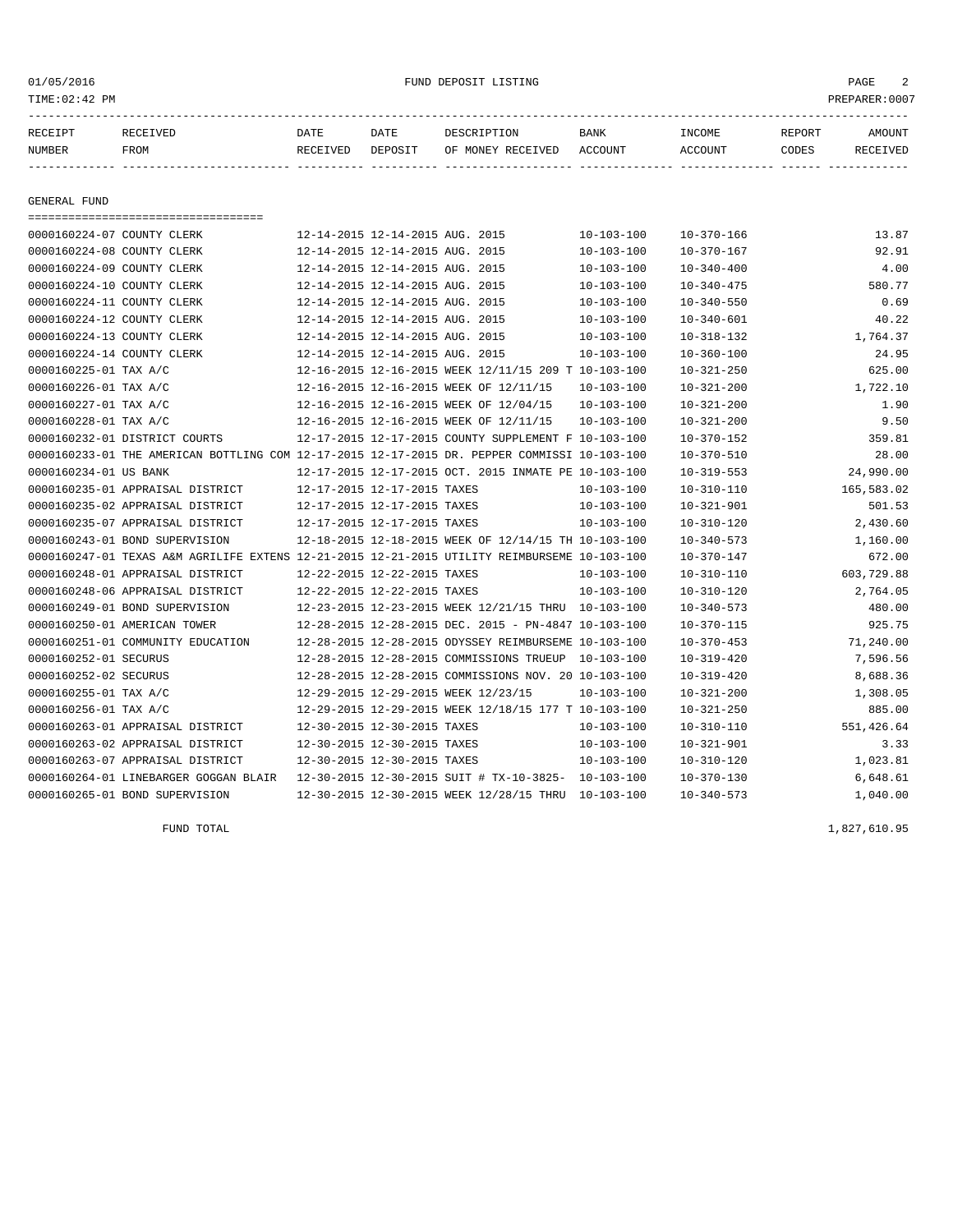01/05/2016 FUND DEPOSIT LISTING

TIME:02:42 PM PREPARER:0007

| RECEIPT NUMBER | RECEIVED FROM | DATE RECEIVED | DATE DEPOSIT | DESCRIPTION OF MONEY RECEIVED | BANK ACCOUNT | INCOME ACCOUNT | REPORT CODES | AMOUNT RECEIVED |
|---|---|---|---|---|---|---|---|---|

## GENERAL FUND

| RECEIPT NUMBER | RECEIVED FROM | DATE RECEIVED | DATE DEPOSIT | DESCRIPTION OF MONEY RECEIVED | BANK ACCOUNT | INCOME ACCOUNT | REPORT CODES | AMOUNT RECEIVED |
|---|---|---|---|---|---|---|---|---|
| 0000160224-07 | COUNTY CLERK | 12-14-2015 | 12-14-2015 | AUG. 2015 | 10-103-100 | 10-370-166 | | 13.87 |
| 0000160224-08 | COUNTY CLERK | 12-14-2015 | 12-14-2015 | AUG. 2015 | 10-103-100 | 10-370-167 | | 92.91 |
| 0000160224-09 | COUNTY CLERK | 12-14-2015 | 12-14-2015 | AUG. 2015 | 10-103-100 | 10-340-400 | | 4.00 |
| 0000160224-10 | COUNTY CLERK | 12-14-2015 | 12-14-2015 | AUG. 2015 | 10-103-100 | 10-340-475 | | 580.77 |
| 0000160224-11 | COUNTY CLERK | 12-14-2015 | 12-14-2015 | AUG. 2015 | 10-103-100 | 10-340-550 | | 0.69 |
| 0000160224-12 | COUNTY CLERK | 12-14-2015 | 12-14-2015 | AUG. 2015 | 10-103-100 | 10-340-601 | | 40.22 |
| 0000160224-13 | COUNTY CLERK | 12-14-2015 | 12-14-2015 | AUG. 2015 | 10-103-100 | 10-318-132 | | 1,764.37 |
| 0000160224-14 | COUNTY CLERK | 12-14-2015 | 12-14-2015 | AUG. 2015 | 10-103-100 | 10-360-100 | | 24.95 |
| 0000160225-01 | TAX A/C | 12-16-2015 | 12-16-2015 | WEEK 12/11/15 209 T | 10-103-100 | 10-321-250 | | 625.00 |
| 0000160226-01 | TAX A/C | 12-16-2015 | 12-16-2015 | WEEK OF 12/11/15 | 10-103-100 | 10-321-200 | | 1,722.10 |
| 0000160227-01 | TAX A/C | 12-16-2015 | 12-16-2015 | WEEK OF 12/04/15 | 10-103-100 | 10-321-200 | | 1.90 |
| 0000160228-01 | TAX A/C | 12-16-2015 | 12-16-2015 | WEEK OF 12/11/15 | 10-103-100 | 10-321-200 | | 9.50 |
| 0000160232-01 | DISTRICT COURTS | 12-17-2015 | 12-17-2015 | COUNTY SUPPLEMENT F | 10-103-100 | 10-370-152 | | 359.81 |
| 0000160233-01 | THE AMERICAN BOTTLING COM | 12-17-2015 | 12-17-2015 | DR. PEPPER COMMISSI | 10-103-100 | 10-370-510 | | 28.00 |
| 0000160234-01 | US BANK | 12-17-2015 | 12-17-2015 | OCT. 2015 INMATE PE | 10-103-100 | 10-319-553 | | 24,990.00 |
| 0000160235-01 | APPRAISAL DISTRICT | 12-17-2015 | 12-17-2015 | TAXES | 10-103-100 | 10-310-110 | | 165,583.02 |
| 0000160235-02 | APPRAISAL DISTRICT | 12-17-2015 | 12-17-2015 | TAXES | 10-103-100 | 10-321-901 | | 501.53 |
| 0000160235-07 | APPRAISAL DISTRICT | 12-17-2015 | 12-17-2015 | TAXES | 10-103-100 | 10-310-120 | | 2,430.60 |
| 0000160243-01 | BOND SUPERVISION | 12-18-2015 | 12-18-2015 | WEEK OF 12/14/15 TH | 10-103-100 | 10-340-573 | | 1,160.00 |
| 0000160247-01 | TEXAS A&M AGRILIFE EXTENS | 12-21-2015 | 12-21-2015 | UTILITY REIMBURSEME | 10-103-100 | 10-370-147 | | 672.00 |
| 0000160248-01 | APPRAISAL DISTRICT | 12-22-2015 | 12-22-2015 | TAXES | 10-103-100 | 10-310-110 | | 603,729.88 |
| 0000160248-06 | APPRAISAL DISTRICT | 12-22-2015 | 12-22-2015 | TAXES | 10-103-100 | 10-310-120 | | 2,764.05 |
| 0000160249-01 | BOND SUPERVISION | 12-23-2015 | 12-23-2015 | WEEK 12/21/15 THRU | 10-103-100 | 10-340-573 | | 480.00 |
| 0000160250-01 | AMERICAN TOWER | 12-28-2015 | 12-28-2015 | DEC. 2015 - PN-4847 | 10-103-100 | 10-370-115 | | 925.75 |
| 0000160251-01 | COMMUNITY EDUCATION | 12-28-2015 | 12-28-2015 | ODYSSEY REIMBURSEME | 10-103-100 | 10-370-453 | | 71,240.00 |
| 0000160252-01 | SECURUS | 12-28-2015 | 12-28-2015 | COMMISSIONS TRUEUP | 10-103-100 | 10-319-420 | | 7,596.56 |
| 0000160252-02 | SECURUS | 12-28-2015 | 12-28-2015 | COMMISSIONS NOV. 20 | 10-103-100 | 10-319-420 | | 8,688.36 |
| 0000160255-01 | TAX A/C | 12-29-2015 | 12-29-2015 | WEEK 12/23/15 | 10-103-100 | 10-321-200 | | 1,308.05 |
| 0000160256-01 | TAX A/C | 12-29-2015 | 12-29-2015 | WEEK 12/18/15 177 T | 10-103-100 | 10-321-250 | | 885.00 |
| 0000160263-01 | APPRAISAL DISTRICT | 12-30-2015 | 12-30-2015 | TAXES | 10-103-100 | 10-310-110 | | 551,426.64 |
| 0000160263-02 | APPRAISAL DISTRICT | 12-30-2015 | 12-30-2015 | TAXES | 10-103-100 | 10-321-901 | | 3.33 |
| 0000160263-07 | APPRAISAL DISTRICT | 12-30-2015 | 12-30-2015 | TAXES | 10-103-100 | 10-310-120 | | 1,023.81 |
| 0000160264-01 | LINEBARGER GOGGAN BLAIR | 12-30-2015 | 12-30-2015 | SUIT # TX-10-3825- | 10-103-100 | 10-370-130 | | 6,648.61 |
| 0000160265-01 | BOND SUPERVISION | 12-30-2015 | 12-30-2015 | WEEK 12/28/15 THRU | 10-103-100 | 10-340-573 | | 1,040.00 |

FUND TOTAL 1,827,610.95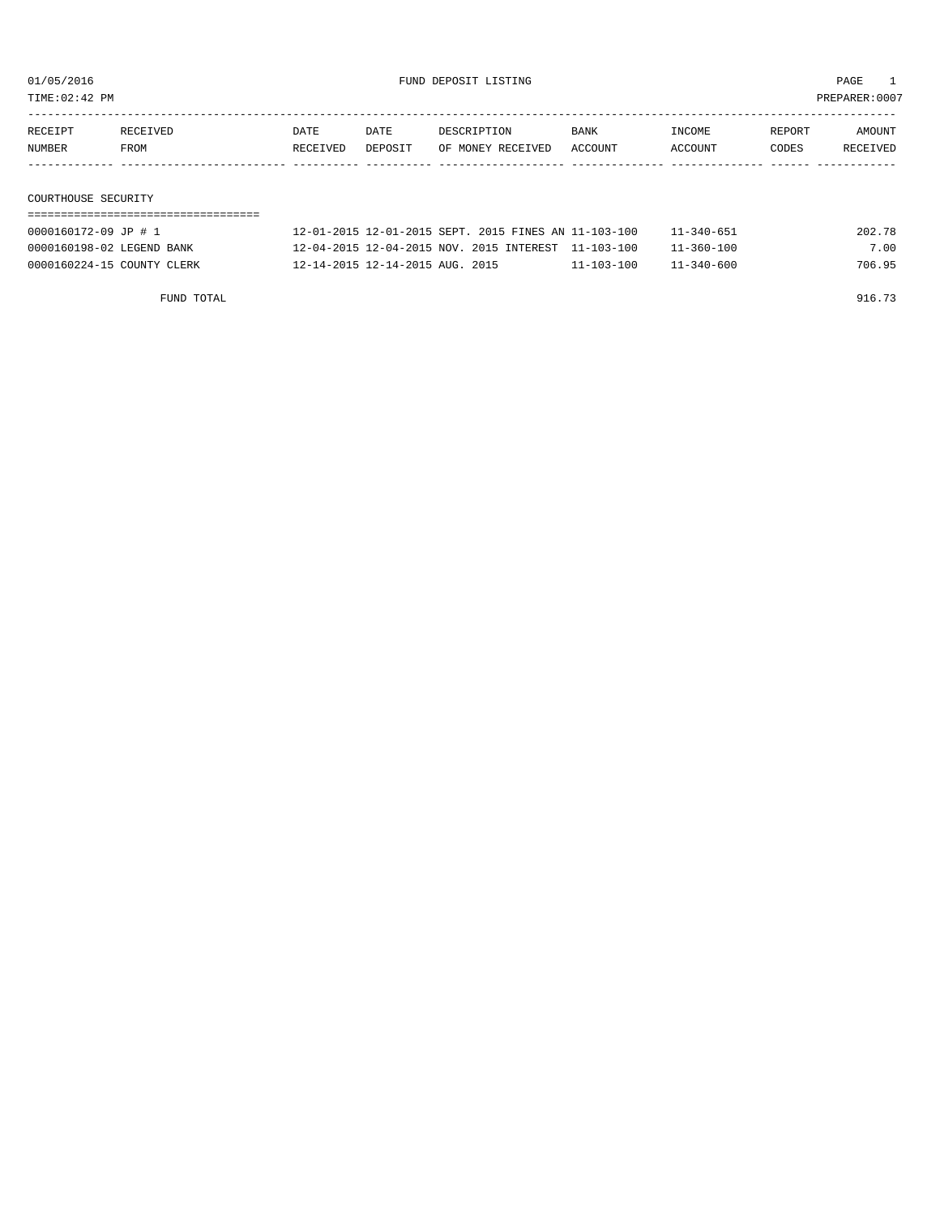01/05/2016 FUND DEPOSIT LISTING

TIME:02:42 PM PREPARER:0007

| RECEIPT NUMBER | RECEIVED FROM | DATE RECEIVED | DATE DEPOSIT | DESCRIPTION OF MONEY RECEIVED | BANK ACCOUNT | INCOME ACCOUNT | REPORT CODES | AMOUNT RECEIVED |
|---|---|---|---|---|---|---|---|---|

## COURTHOUSE SECURITY

| RECEIPT NUMBER | RECEIVED FROM | DATE RECEIVED | DATE DEPOSIT | DESCRIPTION OF MONEY RECEIVED | BANK ACCOUNT | INCOME ACCOUNT | REPORT CODES | AMOUNT RECEIVED |
|---|---|---|---|---|---|---|---|---|
| 0000160172-09 | JP # 1 | 12-01-2015 | 12-01-2015 | SEPT. 2015 FINES AN | 11-103-100 | 11-340-651 | | 202.78 |
| 0000160198-02 | LEGEND BANK | 12-04-2015 | 12-04-2015 | NOV. 2015 INTEREST | 11-103-100 | 11-360-100 | | 7.00 |
| 0000160224-15 | COUNTY CLERK | 12-14-2015 | 12-14-2015 | AUG. 2015 | 11-103-100 | 11-340-600 | | 706.95 |
| | FUND TOTAL | | | | | | | 916.73 |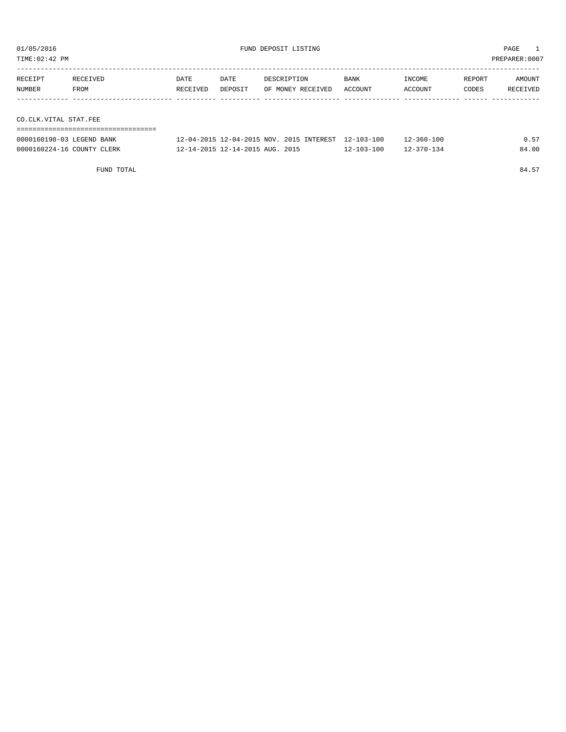01/05/2016 FUND DEPOSIT LISTING

TIME:02:42 PM PREPARER:0007

| RECEIPT NUMBER | RECEIVED FROM | DATE RECEIVED | DATE DEPOSIT | DESCRIPTION OF MONEY RECEIVED | BANK ACCOUNT | INCOME ACCOUNT | REPORT CODES | AMOUNT RECEIVED |
|---|---|---|---|---|---|---|---|---|

## CO.CLK.VITAL STAT.FEE

| RECEIPT NUMBER | RECEIVED FROM | DATE RECEIVED | DATE DEPOSIT | DESCRIPTION OF MONEY RECEIVED | BANK ACCOUNT | INCOME ACCOUNT | REPORT CODES | AMOUNT RECEIVED |
|---|---|---|---|---|---|---|---|---|
| 0000160198-03 | LEGEND BANK | 12-04-2015 | 12-04-2015 | NOV. 2015 INTEREST | 12-103-100 | 12-360-100 | | 0.57 |
| 0000160224-16 | COUNTY CLERK | 12-14-2015 | 12-14-2015 | AUG. 2015 | 12-103-100 | 12-370-134 | | 84.00 |
| | FUND TOTAL | | | | | | | 84.57 |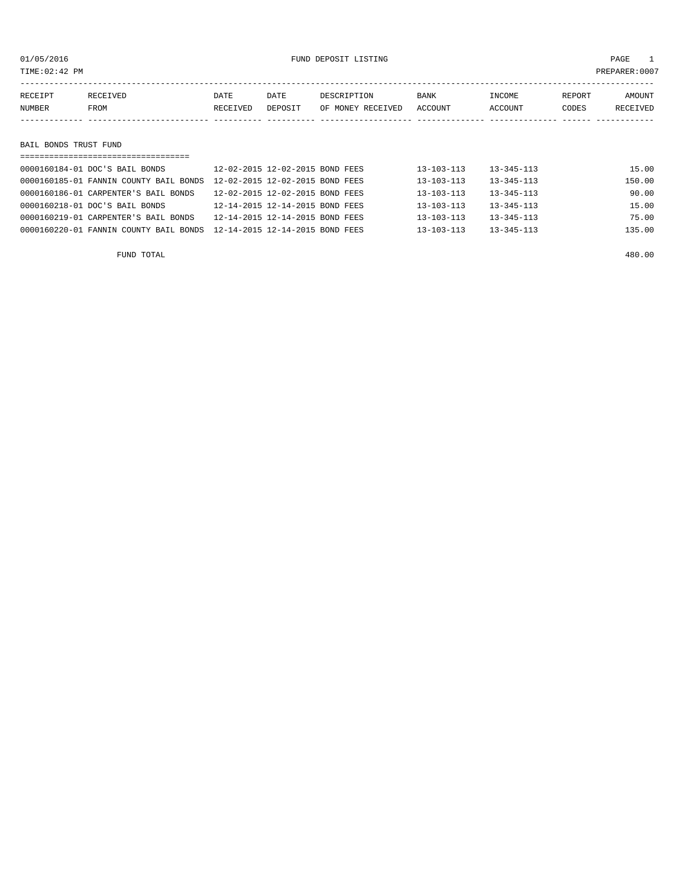01/05/2016 FUND DEPOSIT LISTING PAGE 1

TIME:02:42 PM PREPARER:0007

| RECEIPT NUMBER | RECEIVED FROM | DATE RECEIVED | DATE DEPOSIT | DESCRIPTION OF MONEY RECEIVED | BANK ACCOUNT | INCOME ACCOUNT | REPORT CODES | AMOUNT RECEIVED |
|---|---|---|---|---|---|---|---|---|
| **BAIL BONDS TRUST FUND** | | | | | | | | |
| 0000160184-01 | DOC'S BAIL BONDS | 12-02-2015 | 12-02-2015 | BOND FEES | 13-103-113 | 13-345-113 | | 15.00 |
| 0000160185-01 | FANNIN COUNTY BAIL BONDS | 12-02-2015 | 12-02-2015 | BOND FEES | 13-103-113 | 13-345-113 | | 150.00 |
| 0000160186-01 | CARPENTER'S BAIL BONDS | 12-02-2015 | 12-02-2015 | BOND FEES | 13-103-113 | 13-345-113 | | 90.00 |
| 0000160218-01 | DOC'S BAIL BONDS | 12-14-2015 | 12-14-2015 | BOND FEES | 13-103-113 | 13-345-113 | | 15.00 |
| 0000160219-01 | CARPENTER'S BAIL BONDS | 12-14-2015 | 12-14-2015 | BOND FEES | 13-103-113 | 13-345-113 | | 75.00 |
| 0000160220-01 | FANNIN COUNTY BAIL BONDS | 12-14-2015 | 12-14-2015 | BOND FEES | 13-103-113 | 13-345-113 | | 135.00 |
| | FUND TOTAL | | | | | | | 480.00 |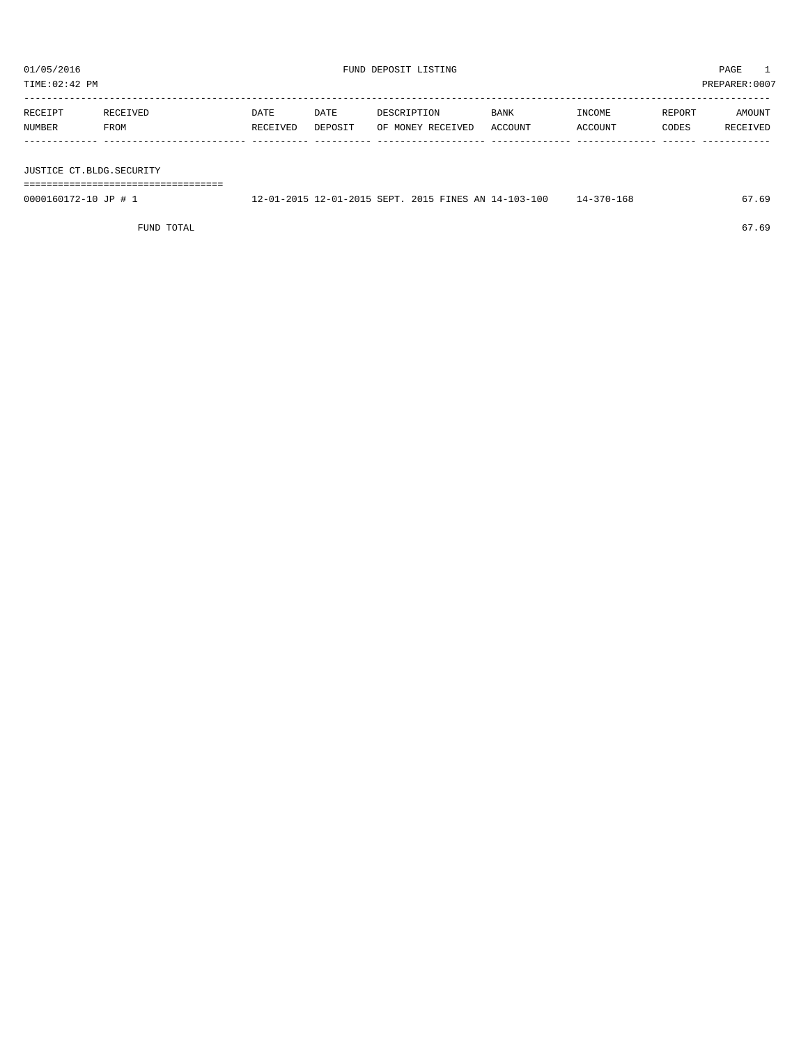01/05/2016 FUND DEPOSIT LISTING

TIME:02:42 PM PREPARER:0007

| RECEIPT NUMBER | RECEIVED FROM | DATE RECEIVED | DATE DEPOSIT | DESCRIPTION OF MONEY RECEIVED | BANK ACCOUNT | INCOME ACCOUNT | REPORT CODES | AMOUNT RECEIVED |
|---|---|---|---|---|---|---|---|---|
| **JUSTICE CT.BLDG.SECURITY** | | | | | | | | |
| 0000160172-10 | JP # 1 | 12-01-2015 | 12-01-2015 | SEPT. 2015 FINES AN | 14-103-100 | 14-370-168 | | 67.69 |
| | FUND TOTAL | | | | | | | 67.69 |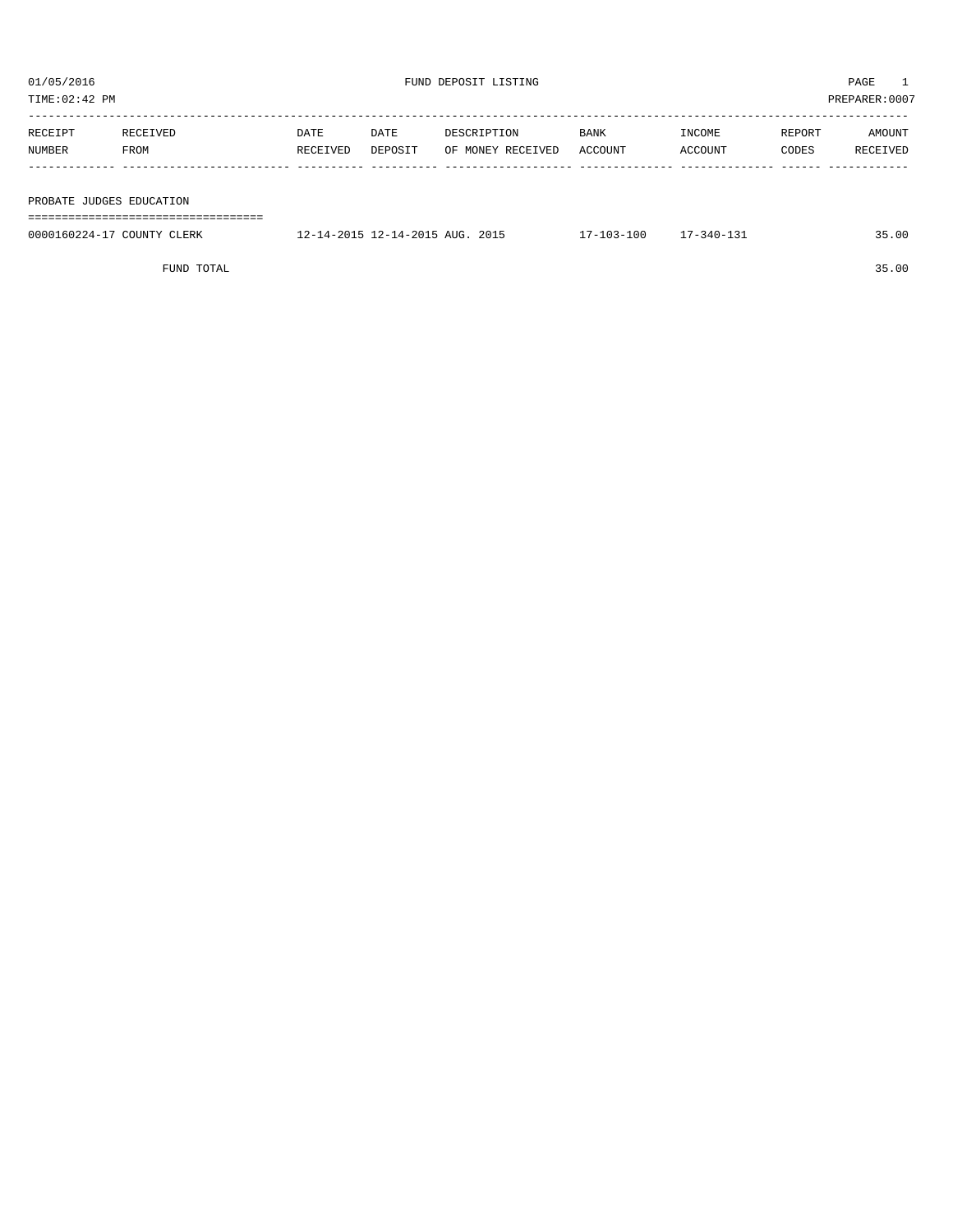01/05/2016 FUND DEPOSIT LISTING PAGE 1

TIME:02:42 PM PREPARER:0007

| RECEIPT NUMBER | RECEIVED FROM | DATE RECEIVED | DATE DEPOSIT | DESCRIPTION OF MONEY RECEIVED | BANK ACCOUNT | INCOME ACCOUNT | REPORT CODES | AMOUNT RECEIVED |
|---|---|---|---|---|---|---|---|---|
| **PROBATE JUDGES EDUCATION** | | | | | | | | |
| 0000160224-17 | COUNTY CLERK | 12-14-2015 | 12-14-2015 | AUG. 2015 | 17-103-100 | 17-340-131 | | 35.00 |
| | FUND TOTAL | | | | | | | 35.00 |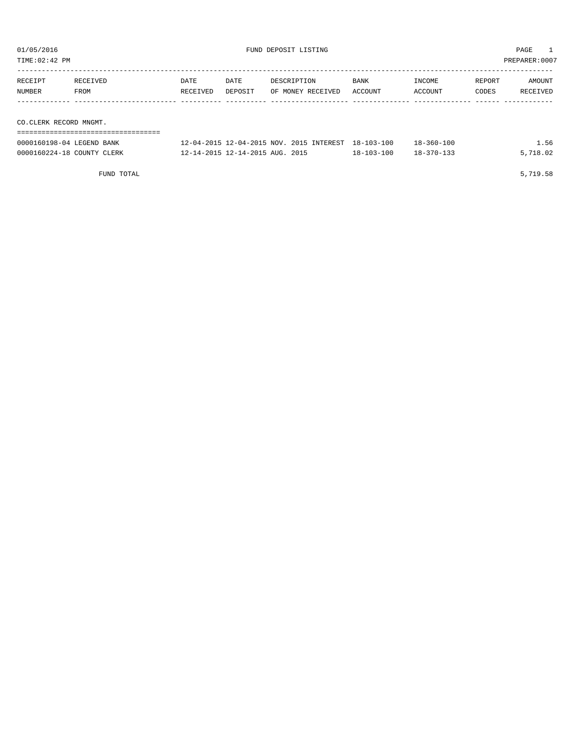01/05/2016 FUND DEPOSIT LISTING

TIME:02:42 PM PREPARER:0007

| RECEIPT NUMBER | RECEIVED FROM | DATE RECEIVED | DATE DEPOSIT | DESCRIPTION OF MONEY RECEIVED | BANK ACCOUNT | INCOME ACCOUNT | REPORT CODES | AMOUNT RECEIVED |
|---|---|---|---|---|---|---|---|---|
| **CO.CLERK RECORD MNGMT.** | | | | | | | | |
| 0000160198-04 | LEGEND BANK | 12-04-2015 | 12-04-2015 | NOV. 2015 INTEREST | 18-103-100 | 18-360-100 | | 1.56 |
| 0000160224-18 | COUNTY CLERK | 12-14-2015 | 12-14-2015 | AUG. 2015 | 18-103-100 | 18-370-133 | | 5,718.02 |
| | FUND TOTAL | | | | | | | 5,719.58 |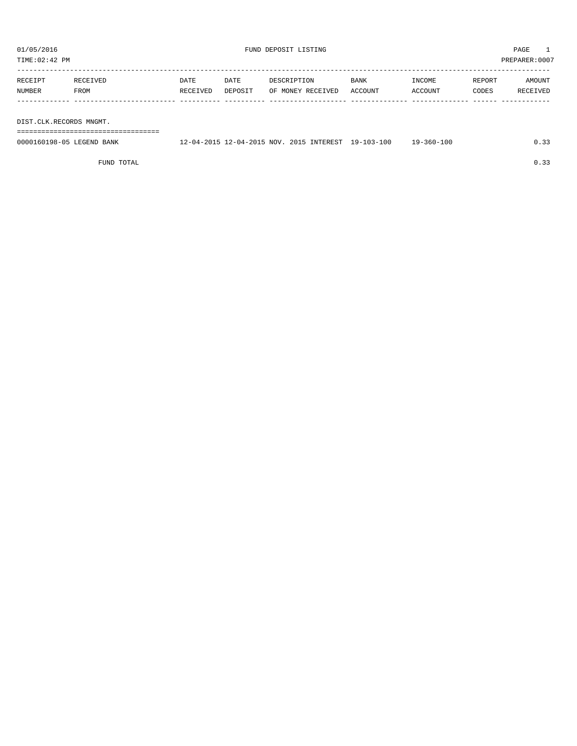01/05/2016 FUND DEPOSIT LISTING

TIME:02:42 PM PREPARER:0007

| RECEIPT NUMBER | RECEIVED FROM | DATE RECEIVED | DATE DEPOSIT | DESCRIPTION OF MONEY RECEIVED | BANK ACCOUNT | INCOME ACCOUNT | REPORT CODES | AMOUNT RECEIVED |
|---|---|---|---|---|---|---|---|---|
| DIST.CLK.RECORDS MNGMT. | | | | | | | | |
| 0000160198-05 | LEGEND BANK | 12-04-2015 | 12-04-2015 | NOV. 2015 INTEREST | 19-103-100 | 19-360-100 | | 0.33 |
| | FUND TOTAL | | | | | | | 0.33 |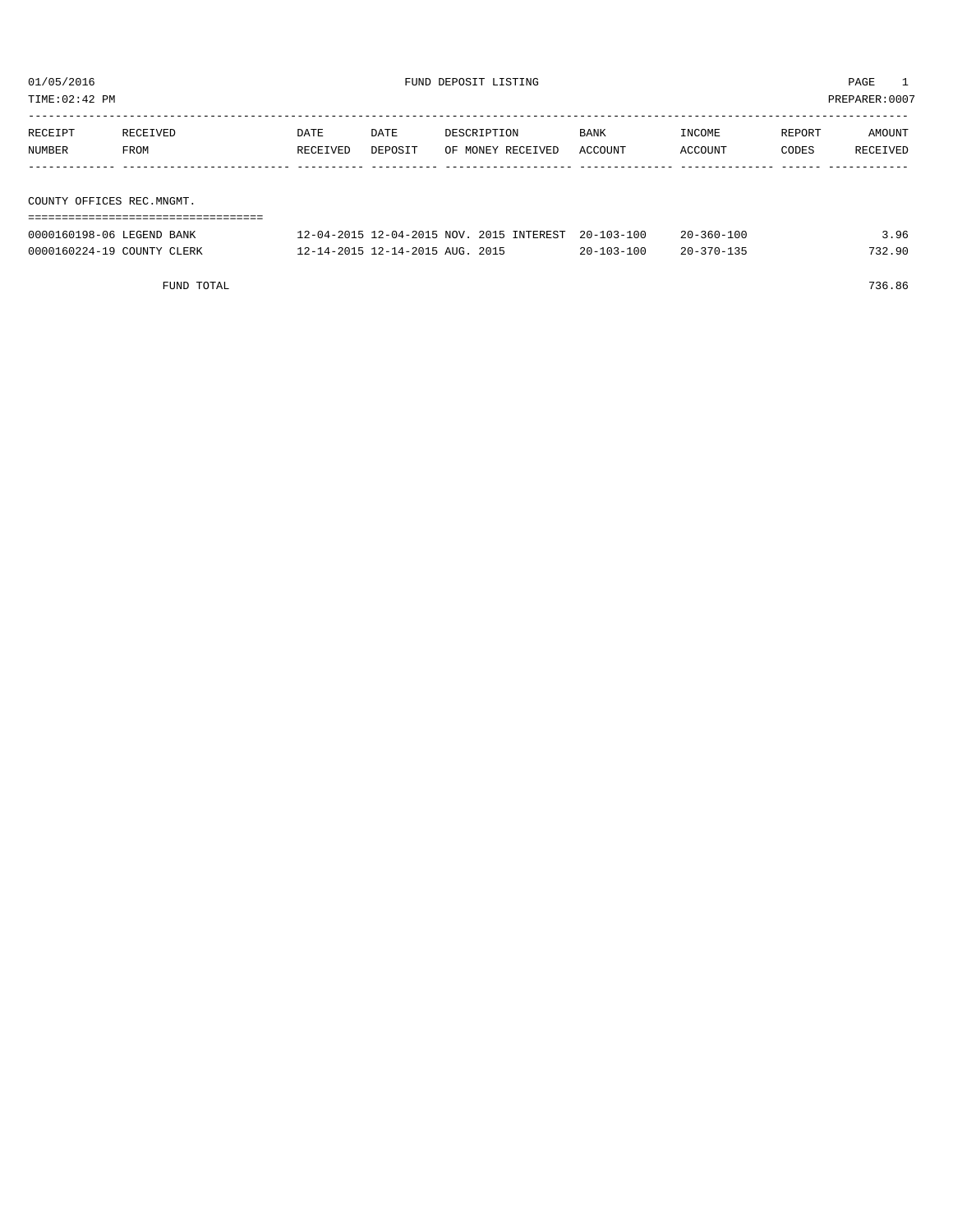01/05/2016 FUND DEPOSIT LISTING

TIME:02:42 PM PREPARER:0007

| RECEIPT NUMBER | RECEIVED FROM | DATE RECEIVED | DATE DEPOSIT | DESCRIPTION OF MONEY RECEIVED | BANK ACCOUNT | INCOME ACCOUNT | REPORT CODES | AMOUNT RECEIVED |
|---|---|---|---|---|---|---|---|---|
| **COUNTY OFFICES REC.MNGMT.** | | | | | | | | |
| 0000160198-06 | LEGEND BANK | 12-04-2015 | 12-04-2015 | NOV. 2015 INTEREST | 20-103-100 | 20-360-100 | | 3.96 |
| 0000160224-19 | COUNTY CLERK | 12-14-2015 | 12-14-2015 | AUG. 2015 | 20-103-100 | 20-370-135 | | 732.90 |
| | FUND TOTAL | | | | | | | 736.86 |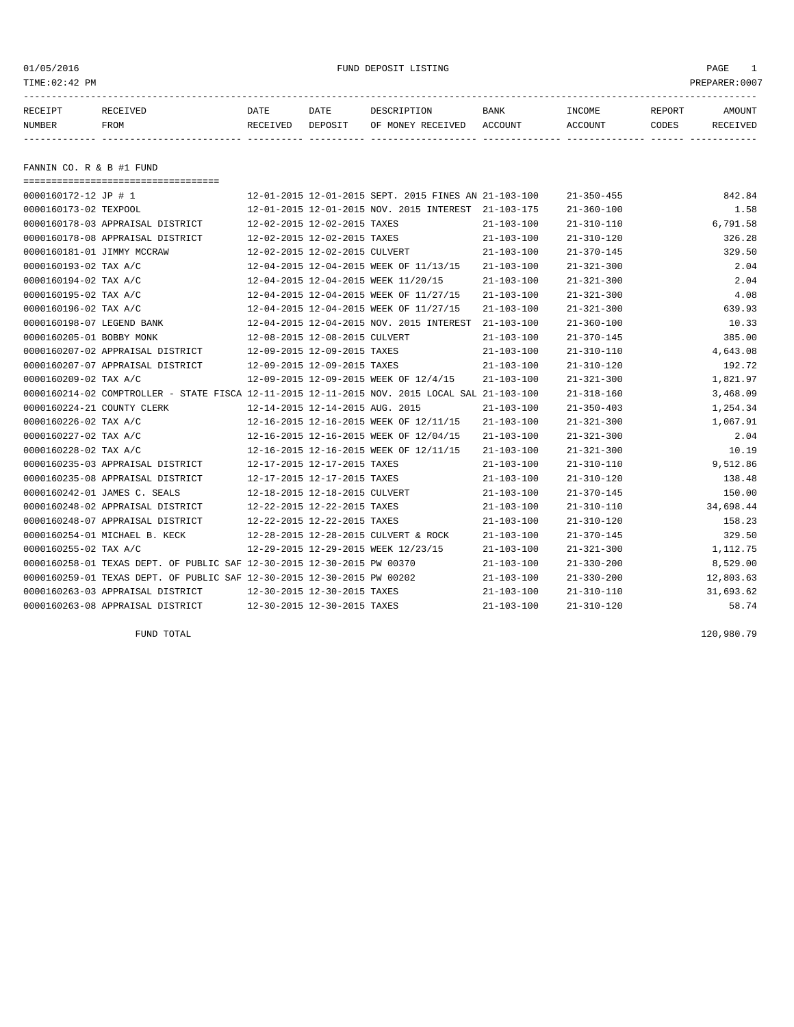01/05/2016 FUND DEPOSIT LISTING

TIME:02:42 PM PREPARER:0007

| RECEIPT NUMBER | RECEIVED FROM | DATE RECEIVED | DATE DEPOSIT | DESCRIPTION OF MONEY RECEIVED | BANK ACCOUNT | INCOME ACCOUNT | REPORT CODES | AMOUNT RECEIVED |
|---|---|---|---|---|---|---|---|---|

## FANNIN CO. R & B #1 FUND

| RECEIPT NUMBER | RECEIVED FROM | DATE RECEIVED | DATE DEPOSIT | DESCRIPTION OF MONEY RECEIVED | BANK ACCOUNT | INCOME ACCOUNT | REPORT CODES | AMOUNT RECEIVED |
|---|---|---|---|---|---|---|---|---|
| 0000160172-12 | JP # 1 | 12-01-2015 | 12-01-2015 | SEPT. 2015 FINES AN | 21-103-100 | 21-350-455 | | 842.84 |
| 0000160173-02 | TEXPOOL | 12-01-2015 | 12-01-2015 | NOV. 2015 INTEREST | 21-103-175 | 21-360-100 | | 1.58 |
| 0000160178-03 | APPRAISAL DISTRICT | 12-02-2015 | 12-02-2015 | TAXES | 21-103-100 | 21-310-110 | | 6,791.58 |
| 0000160178-08 | APPRAISAL DISTRICT | 12-02-2015 | 12-02-2015 | TAXES | 21-103-100 | 21-310-120 | | 326.28 |
| 0000160181-01 | JIMMY MCCRAW | 12-02-2015 | 12-02-2015 | CULVERT | 21-103-100 | 21-370-145 | | 329.50 |
| 0000160193-02 | TAX A/C | 12-04-2015 | 12-04-2015 | WEEK OF 11/13/15 | 21-103-100 | 21-321-300 | | 2.04 |
| 0000160194-02 | TAX A/C | 12-04-2015 | 12-04-2015 | WEEK 11/20/15 | 21-103-100 | 21-321-300 | | 2.04 |
| 0000160195-02 | TAX A/C | 12-04-2015 | 12-04-2015 | WEEK OF 11/27/15 | 21-103-100 | 21-321-300 | | 4.08 |
| 0000160196-02 | TAX A/C | 12-04-2015 | 12-04-2015 | WEEK OF 11/27/15 | 21-103-100 | 21-321-300 | | 639.93 |
| 0000160198-07 | LEGEND BANK | 12-04-2015 | 12-04-2015 | NOV. 2015 INTEREST | 21-103-100 | 21-360-100 | | 10.33 |
| 0000160205-01 | BOBBY MONK | 12-08-2015 | 12-08-2015 | CULVERT | 21-103-100 | 21-370-145 | | 385.00 |
| 0000160207-02 | APPRAISAL DISTRICT | 12-09-2015 | 12-09-2015 | TAXES | 21-103-100 | 21-310-110 | | 4,643.08 |
| 0000160207-07 | APPRAISAL DISTRICT | 12-09-2015 | 12-09-2015 | TAXES | 21-103-100 | 21-310-120 | | 192.72 |
| 0000160209-02 | TAX A/C | 12-09-2015 | 12-09-2015 | WEEK OF 12/4/15 | 21-103-100 | 21-321-300 | | 1,821.97 |
| 0000160214-02 | COMPTROLLER - STATE FISCA | 12-11-2015 | 12-11-2015 | NOV. 2015 LOCAL SAL | 21-103-100 | 21-318-160 | | 3,468.09 |
| 0000160224-21 | COUNTY CLERK | 12-14-2015 | 12-14-2015 | AUG. 2015 | 21-103-100 | 21-350-403 | | 1,254.34 |
| 0000160226-02 | TAX A/C | 12-16-2015 | 12-16-2015 | WEEK OF 12/11/15 | 21-103-100 | 21-321-300 | | 1,067.91 |
| 0000160227-02 | TAX A/C | 12-16-2015 | 12-16-2015 | WEEK OF 12/04/15 | 21-103-100 | 21-321-300 | | 2.04 |
| 0000160228-02 | TAX A/C | 12-16-2015 | 12-16-2015 | WEEK OF 12/11/15 | 21-103-100 | 21-321-300 | | 10.19 |
| 0000160235-03 | APPRAISAL DISTRICT | 12-17-2015 | 12-17-2015 | TAXES | 21-103-100 | 21-310-110 | | 9,512.86 |
| 0000160235-08 | APPRAISAL DISTRICT | 12-17-2015 | 12-17-2015 | TAXES | 21-103-100 | 21-310-120 | | 138.48 |
| 0000160242-01 | JAMES C. SEALS | 12-18-2015 | 12-18-2015 | CULVERT | 21-103-100 | 21-370-145 | | 150.00 |
| 0000160248-02 | APPRAISAL DISTRICT | 12-22-2015 | 12-22-2015 | TAXES | 21-103-100 | 21-310-110 | | 34,698.44 |
| 0000160248-07 | APPRAISAL DISTRICT | 12-22-2015 | 12-22-2015 | TAXES | 21-103-100 | 21-310-120 | | 158.23 |
| 0000160254-01 | MICHAEL B. KECK | 12-28-2015 | 12-28-2015 | CULVERT & ROCK | 21-103-100 | 21-370-145 | | 329.50 |
| 0000160255-02 | TAX A/C | 12-29-2015 | 12-29-2015 | WEEK 12/23/15 | 21-103-100 | 21-321-300 | | 1,112.75 |
| 0000160258-01 | TEXAS DEPT. OF PUBLIC SAF | 12-30-2015 | 12-30-2015 | PW 00370 | 21-103-100 | 21-330-200 | | 8,529.00 |
| 0000160259-01 | TEXAS DEPT. OF PUBLIC SAF | 12-30-2015 | 12-30-2015 | PW 00202 | 21-103-100 | 21-330-200 | | 12,803.63 |
| 0000160263-03 | APPRAISAL DISTRICT | 12-30-2015 | 12-30-2015 | TAXES | 21-103-100 | 21-310-110 | | 31,693.62 |
| 0000160263-08 | APPRAISAL DISTRICT | 12-30-2015 | 12-30-2015 | TAXES | 21-103-100 | 21-310-120 | | 58.74 |

FUND TOTAL 120,980.79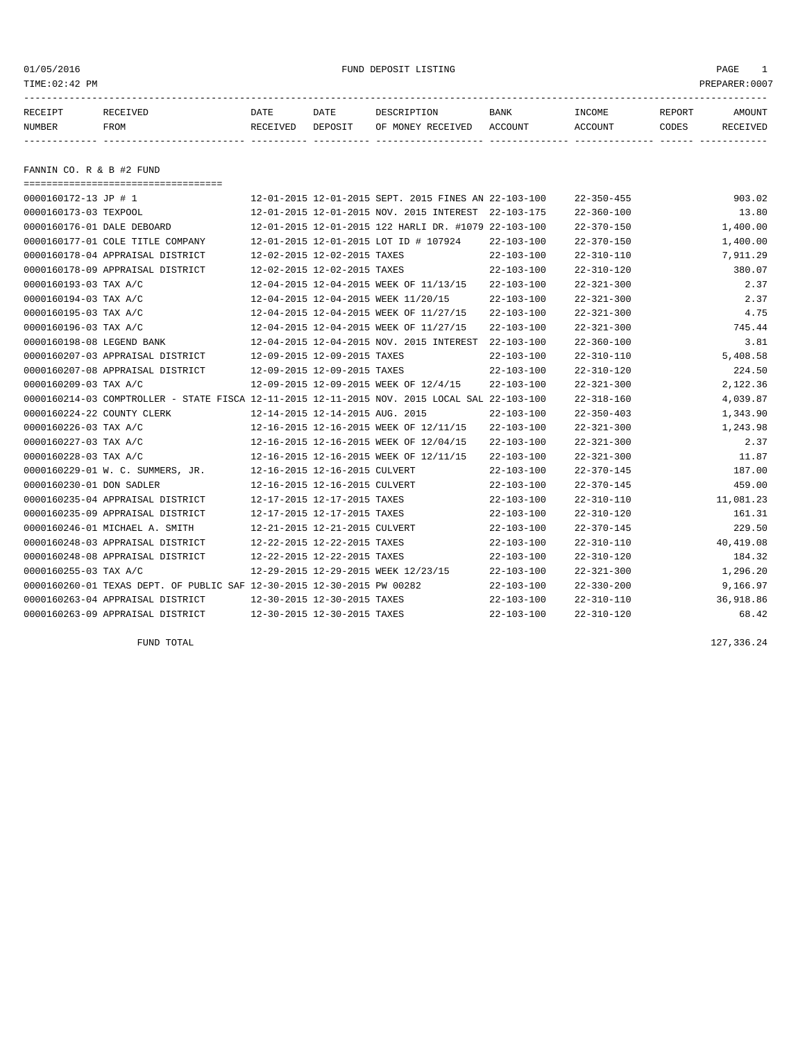01/05/2016 FUND DEPOSIT LISTING

TIME:02:42 PM PREPARER:0007

| RECEIPT NUMBER | RECEIVED FROM | DATE RECEIVED | DATE DEPOSIT | DESCRIPTION OF MONEY RECEIVED | BANK ACCOUNT | INCOME ACCOUNT | REPORT CODES | AMOUNT RECEIVED |
|---|---|---|---|---|---|---|---|---|

FANNIN CO. R & B #2 FUND

| RECEIPT NUMBER | RECEIVED FROM | DATE RECEIVED | DATE DEPOSIT | DESCRIPTION OF MONEY RECEIVED | BANK ACCOUNT | INCOME ACCOUNT | REPORT CODES | AMOUNT RECEIVED |
|---|---|---|---|---|---|---|---|---|
| 0000160172-13 | JP # 1 | 12-01-2015 | 12-01-2015 | SEPT. 2015 FINES AN | 22-103-100 | 22-350-455 | | 903.02 |
| 0000160173-03 | TEXPOOL | 12-01-2015 | 12-01-2015 | NOV. 2015 INTEREST | 22-103-175 | 22-360-100 | | 13.80 |
| 0000160176-01 | DALE DEBOARD | 12-01-2015 | 12-01-2015 | 122 HARLI DR. #1079 | 22-103-100 | 22-370-150 | | 1,400.00 |
| 0000160177-01 | COLE TITLE COMPANY | 12-01-2015 | 12-01-2015 | LOT ID # 107924 | 22-103-100 | 22-370-150 | | 1,400.00 |
| 0000160178-04 | APPRAISAL DISTRICT | 12-02-2015 | 12-02-2015 | TAXES | 22-103-100 | 22-310-110 | | 7,911.29 |
| 0000160178-09 | APPRAISAL DISTRICT | 12-02-2015 | 12-02-2015 | TAXES | 22-103-100 | 22-310-120 | | 380.07 |
| 0000160193-03 | TAX A/C | 12-04-2015 | 12-04-2015 | WEEK OF 11/13/15 | 22-103-100 | 22-321-300 | | 2.37 |
| 0000160194-03 | TAX A/C | 12-04-2015 | 12-04-2015 | WEEK 11/20/15 | 22-103-100 | 22-321-300 | | 2.37 |
| 0000160195-03 | TAX A/C | 12-04-2015 | 12-04-2015 | WEEK OF 11/27/15 | 22-103-100 | 22-321-300 | | 4.75 |
| 0000160196-03 | TAX A/C | 12-04-2015 | 12-04-2015 | WEEK OF 11/27/15 | 22-103-100 | 22-321-300 | | 745.44 |
| 0000160198-08 | LEGEND BANK | 12-04-2015 | 12-04-2015 | NOV. 2015 INTEREST | 22-103-100 | 22-360-100 | | 3.81 |
| 0000160207-03 | APPRAISAL DISTRICT | 12-09-2015 | 12-09-2015 | TAXES | 22-103-100 | 22-310-110 | | 5,408.58 |
| 0000160207-08 | APPRAISAL DISTRICT | 12-09-2015 | 12-09-2015 | TAXES | 22-103-100 | 22-310-120 | | 224.50 |
| 0000160209-03 | TAX A/C | 12-09-2015 | 12-09-2015 | WEEK OF 12/4/15 | 22-103-100 | 22-321-300 | | 2,122.36 |
| 0000160214-03 | COMPTROLLER - STATE FISCA | 12-11-2015 | 12-11-2015 | NOV. 2015 LOCAL SAL | 22-103-100 | 22-318-160 | | 4,039.87 |
| 0000160224-22 | COUNTY CLERK | 12-14-2015 | 12-14-2015 | AUG. 2015 | 22-103-100 | 22-350-403 | | 1,343.90 |
| 0000160226-03 | TAX A/C | 12-16-2015 | 12-16-2015 | WEEK OF 12/11/15 | 22-103-100 | 22-321-300 | | 1,243.98 |
| 0000160227-03 | TAX A/C | 12-16-2015 | 12-16-2015 | WEEK OF 12/04/15 | 22-103-100 | 22-321-300 | | 2.37 |
| 0000160228-03 | TAX A/C | 12-16-2015 | 12-16-2015 | WEEK OF 12/11/15 | 22-103-100 | 22-321-300 | | 11.87 |
| 0000160229-01 | W. C. SUMMERS, JR. | 12-16-2015 | 12-16-2015 | CULVERT | 22-103-100 | 22-370-145 | | 187.00 |
| 0000160230-01 | DON SADLER | 12-16-2015 | 12-16-2015 | CULVERT | 22-103-100 | 22-370-145 | | 459.00 |
| 0000160235-04 | APPRAISAL DISTRICT | 12-17-2015 | 12-17-2015 | TAXES | 22-103-100 | 22-310-110 | | 11,081.23 |
| 0000160235-09 | APPRAISAL DISTRICT | 12-17-2015 | 12-17-2015 | TAXES | 22-103-100 | 22-310-120 | | 161.31 |
| 0000160246-01 | MICHAEL A. SMITH | 12-21-2015 | 12-21-2015 | CULVERT | 22-103-100 | 22-370-145 | | 229.50 |
| 0000160248-03 | APPRAISAL DISTRICT | 12-22-2015 | 12-22-2015 | TAXES | 22-103-100 | 22-310-110 | | 40,419.08 |
| 0000160248-08 | APPRAISAL DISTRICT | 12-22-2015 | 12-22-2015 | TAXES | 22-103-100 | 22-310-120 | | 184.32 |
| 0000160255-03 | TAX A/C | 12-29-2015 | 12-29-2015 | WEEK 12/23/15 | 22-103-100 | 22-321-300 | | 1,296.20 |
| 0000160260-01 | TEXAS DEPT. OF PUBLIC SAF | 12-30-2015 | 12-30-2015 | PW 00282 | 22-103-100 | 22-330-200 | | 9,166.97 |
| 0000160263-04 | APPRAISAL DISTRICT | 12-30-2015 | 12-30-2015 | TAXES | 22-103-100 | 22-310-110 | | 36,918.86 |
| 0000160263-09 | APPRAISAL DISTRICT | 12-30-2015 | 12-30-2015 | TAXES | 22-103-100 | 22-310-120 | | 68.42 |

FUND TOTAL 127,336.24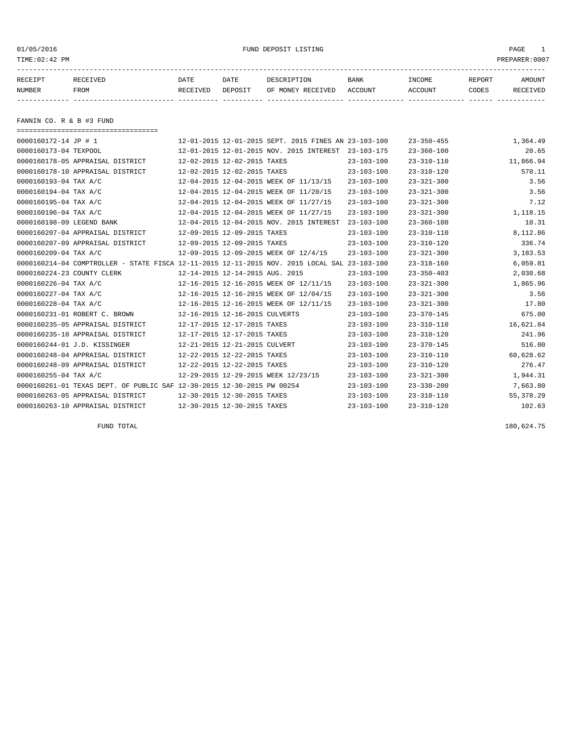01/05/2016 FUND DEPOSIT LISTING

TIME:02:42 PM PREPARER:0007

| RECEIPT NUMBER | RECEIVED FROM | DATE RECEIVED | DATE DEPOSIT | DESCRIPTION OF MONEY RECEIVED | BANK ACCOUNT | INCOME ACCOUNT | REPORT CODES | AMOUNT RECEIVED |
|---|---|---|---|---|---|---|---|---|

## FANNIN CO. R & B #3 FUND

| RECEIPT NUMBER | RECEIVED FROM | DATE RECEIVED | DATE DEPOSIT | DESCRIPTION OF MONEY RECEIVED | BANK ACCOUNT | INCOME ACCOUNT | REPORT CODES | AMOUNT RECEIVED |
|---|---|---|---|---|---|---|---|---|
| 0000160172-14 | JP # 1 | 12-01-2015 | 12-01-2015 | SEPT. 2015 FINES AN | 23-103-100 | 23-350-455 | | 1,364.49 |
| 0000160173-04 | TEXPOOL | 12-01-2015 | 12-01-2015 | NOV. 2015 INTEREST | 23-103-175 | 23-360-100 | | 20.65 |
| 0000160178-05 | APPRAISAL DISTRICT | 12-02-2015 | 12-02-2015 | TAXES | 23-103-100 | 23-310-110 | | 11,866.94 |
| 0000160178-10 | APPRAISAL DISTRICT | 12-02-2015 | 12-02-2015 | TAXES | 23-103-100 | 23-310-120 | | 570.11 |
| 0000160193-04 | TAX A/C | 12-04-2015 | 12-04-2015 | WEEK OF 11/13/15 | 23-103-100 | 23-321-300 | | 3.56 |
| 0000160194-04 | TAX A/C | 12-04-2015 | 12-04-2015 | WEEK OF 11/20/15 | 23-103-100 | 23-321-300 | | 3.56 |
| 0000160195-04 | TAX A/C | 12-04-2015 | 12-04-2015 | WEEK OF 11/27/15 | 23-103-100 | 23-321-300 | | 7.12 |
| 0000160196-04 | TAX A/C | 12-04-2015 | 12-04-2015 | WEEK OF 11/27/15 | 23-103-100 | 23-321-300 | | 1,118.15 |
| 0000160198-09 | LEGEND BANK | 12-04-2015 | 12-04-2015 | NOV. 2015 INTEREST | 23-103-100 | 23-360-100 | | 10.31 |
| 0000160207-04 | APPRAISAL DISTRICT | 12-09-2015 | 12-09-2015 | TAXES | 23-103-100 | 23-310-110 | | 8,112.86 |
| 0000160207-09 | APPRAISAL DISTRICT | 12-09-2015 | 12-09-2015 | TAXES | 23-103-100 | 23-310-120 | | 336.74 |
| 0000160209-04 | TAX A/C | 12-09-2015 | 12-09-2015 | WEEK OF 12/4/15 | 23-103-100 | 23-321-300 | | 3,183.53 |
| 0000160214-04 | COMPTROLLER - STATE FISCA | 12-11-2015 | 12-11-2015 | NOV. 2015 LOCAL SAL | 23-103-100 | 23-318-160 | | 6,059.81 |
| 0000160224-23 | COUNTY CLERK | 12-14-2015 | 12-14-2015 | AUG. 2015 | 23-103-100 | 23-350-403 | | 2,030.68 |
| 0000160226-04 | TAX A/C | 12-16-2015 | 12-16-2015 | WEEK OF 12/11/15 | 23-103-100 | 23-321-300 | | 1,865.96 |
| 0000160227-04 | TAX A/C | 12-16-2015 | 12-16-2015 | WEEK OF 12/04/15 | 23-103-100 | 23-321-300 | | 3.56 |
| 0000160228-04 | TAX A/C | 12-16-2015 | 12-16-2015 | WEEK OF 12/11/15 | 23-103-100 | 23-321-300 | | 17.80 |
| 0000160231-01 | ROBERT C. BROWN | 12-16-2015 | 12-16-2015 | CULVERTS | 23-103-100 | 23-370-145 | | 675.00 |
| 0000160235-05 | APPRAISAL DISTRICT | 12-17-2015 | 12-17-2015 | TAXES | 23-103-100 | 23-310-110 | | 16,621.84 |
| 0000160235-10 | APPRAISAL DISTRICT | 12-17-2015 | 12-17-2015 | TAXES | 23-103-100 | 23-310-120 | | 241.96 |
| 0000160244-01 | J.D. KISSINGER | 12-21-2015 | 12-21-2015 | CULVERT | 23-103-100 | 23-370-145 | | 516.00 |
| 0000160248-04 | APPRAISAL DISTRICT | 12-22-2015 | 12-22-2015 | TAXES | 23-103-100 | 23-310-110 | | 60,628.62 |
| 0000160248-09 | APPRAISAL DISTRICT | 12-22-2015 | 12-22-2015 | TAXES | 23-103-100 | 23-310-120 | | 276.47 |
| 0000160255-04 | TAX A/C | 12-29-2015 | 12-29-2015 | WEEK 12/23/15 | 23-103-100 | 23-321-300 | | 1,944.31 |
| 0000160261-01 | TEXAS DEPT. OF PUBLIC SAF | 12-30-2015 | 12-30-2015 | PW 00254 | 23-103-100 | 23-330-200 | | 7,663.80 |
| 0000160263-05 | APPRAISAL DISTRICT | 12-30-2015 | 12-30-2015 | TAXES | 23-103-100 | 23-310-110 | | 55,378.29 |
| 0000160263-10 | APPRAISAL DISTRICT | 12-30-2015 | 12-30-2015 | TAXES | 23-103-100 | 23-310-120 | | 102.63 |
| | FUND TOTAL | | | | | | | 180,624.75 |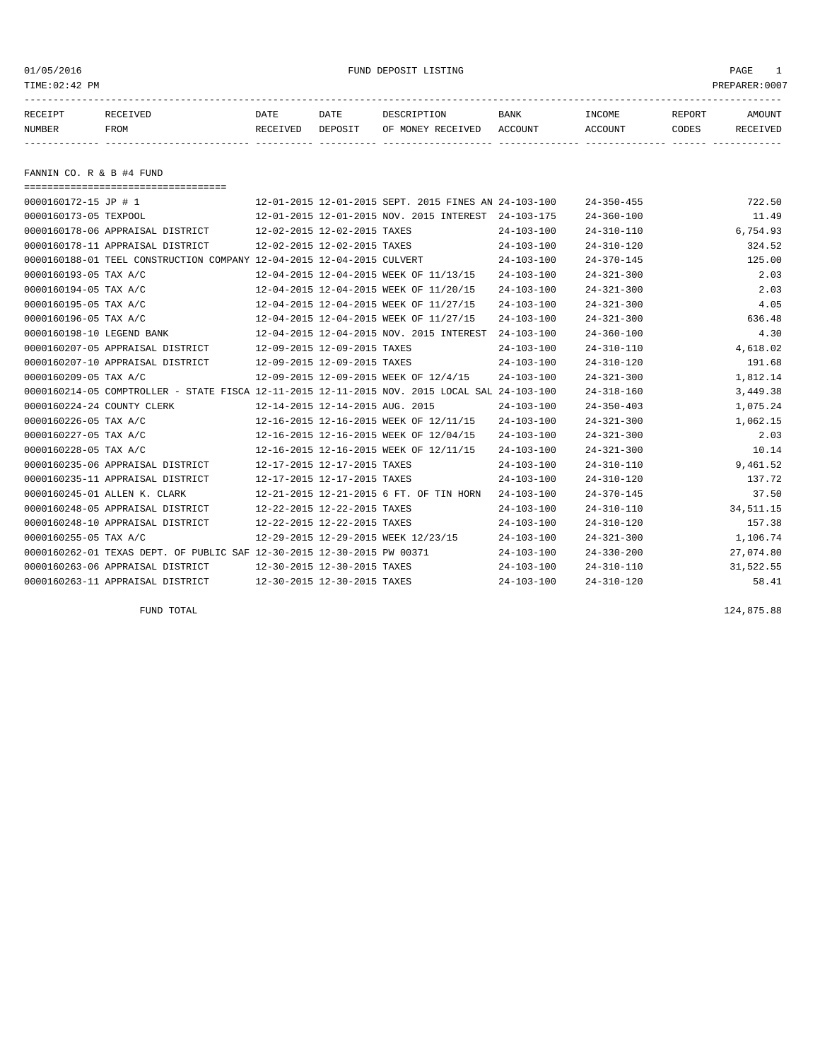01/05/2016 FUND DEPOSIT LISTING PAGE 1
TIME:02:42 PM PREPARER:0007

| RECEIPT NUMBER | RECEIVED FROM | DATE RECEIVED | DATE DEPOSIT | DESCRIPTION OF MONEY RECEIVED | BANK ACCOUNT | INCOME ACCOUNT | REPORT CODES | AMOUNT RECEIVED |
|---|---|---|---|---|---|---|---|---|

## FANNIN CO. R & B #4 FUND

| RECEIPT NUMBER | RECEIVED FROM | DATE RECEIVED | DATE DEPOSIT | DESCRIPTION OF MONEY RECEIVED | BANK ACCOUNT | INCOME ACCOUNT | REPORT CODES | AMOUNT RECEIVED |
|---|---|---|---|---|---|---|---|---|
| 0000160172-15 | JP # 1 | 12-01-2015 | 12-01-2015 | SEPT. 2015 FINES AN | 24-103-100 | 24-350-455 | | 722.50 |
| 0000160173-05 | TEXPOOL | 12-01-2015 | 12-01-2015 | NOV. 2015 INTEREST | 24-103-175 | 24-360-100 | | 11.49 |
| 0000160178-06 | APPRAISAL DISTRICT | 12-02-2015 | 12-02-2015 | TAXES | 24-103-100 | 24-310-110 | | 6,754.93 |
| 0000160178-11 | APPRAISAL DISTRICT | 12-02-2015 | 12-02-2015 | TAXES | 24-103-100 | 24-310-120 | | 324.52 |
| 0000160188-01 | TEEL CONSTRUCTION COMPANY | 12-04-2015 | 12-04-2015 | CULVERT | 24-103-100 | 24-370-145 | | 125.00 |
| 0000160193-05 | TAX A/C | 12-04-2015 | 12-04-2015 | WEEK OF 11/13/15 | 24-103-100 | 24-321-300 | | 2.03 |
| 0000160194-05 | TAX A/C | 12-04-2015 | 12-04-2015 | WEEK OF 11/20/15 | 24-103-100 | 24-321-300 | | 2.03 |
| 0000160195-05 | TAX A/C | 12-04-2015 | 12-04-2015 | WEEK OF 11/27/15 | 24-103-100 | 24-321-300 | | 4.05 |
| 0000160196-05 | TAX A/C | 12-04-2015 | 12-04-2015 | WEEK OF 11/27/15 | 24-103-100 | 24-321-300 | | 636.48 |
| 0000160198-10 | LEGEND BANK | 12-04-2015 | 12-04-2015 | NOV. 2015 INTEREST | 24-103-100 | 24-360-100 | | 4.30 |
| 0000160207-05 | APPRAISAL DISTRICT | 12-09-2015 | 12-09-2015 | TAXES | 24-103-100 | 24-310-110 | | 4,618.02 |
| 0000160207-10 | APPRAISAL DISTRICT | 12-09-2015 | 12-09-2015 | TAXES | 24-103-100 | 24-310-120 | | 191.68 |
| 0000160209-05 | TAX A/C | 12-09-2015 | 12-09-2015 | WEEK OF 12/4/15 | 24-103-100 | 24-321-300 | | 1,812.14 |
| 0000160214-05 | COMPTROLLER - STATE FISCA | 12-11-2015 | 12-11-2015 | NOV. 2015 LOCAL SAL | 24-103-100 | 24-318-160 | | 3,449.38 |
| 0000160224-24 | COUNTY CLERK | 12-14-2015 | 12-14-2015 | AUG. 2015 | 24-103-100 | 24-350-403 | | 1,075.24 |
| 0000160226-05 | TAX A/C | 12-16-2015 | 12-16-2015 | WEEK OF 12/11/15 | 24-103-100 | 24-321-300 | | 1,062.15 |
| 0000160227-05 | TAX A/C | 12-16-2015 | 12-16-2015 | WEEK OF 12/04/15 | 24-103-100 | 24-321-300 | | 2.03 |
| 0000160228-05 | TAX A/C | 12-16-2015 | 12-16-2015 | WEEK OF 12/11/15 | 24-103-100 | 24-321-300 | | 10.14 |
| 0000160235-06 | APPRAISAL DISTRICT | 12-17-2015 | 12-17-2015 | TAXES | 24-103-100 | 24-310-110 | | 9,461.52 |
| 0000160235-11 | APPRAISAL DISTRICT | 12-17-2015 | 12-17-2015 | TAXES | 24-103-100 | 24-310-120 | | 137.72 |
| 0000160245-01 | ALLEN K. CLARK | 12-21-2015 | 12-21-2015 | 6 FT. OF TIN HORN | 24-103-100 | 24-370-145 | | 37.50 |
| 0000160248-05 | APPRAISAL DISTRICT | 12-22-2015 | 12-22-2015 | TAXES | 24-103-100 | 24-310-110 | | 34,511.15 |
| 0000160248-10 | APPRAISAL DISTRICT | 12-22-2015 | 12-22-2015 | TAXES | 24-103-100 | 24-310-120 | | 157.38 |
| 0000160255-05 | TAX A/C | 12-29-2015 | 12-29-2015 | WEEK 12/23/15 | 24-103-100 | 24-321-300 | | 1,106.74 |
| 0000160262-01 | TEXAS DEPT. OF PUBLIC SAF | 12-30-2015 | 12-30-2015 | PW 00371 | 24-103-100 | 24-330-200 | | 27,074.80 |
| 0000160263-06 | APPRAISAL DISTRICT | 12-30-2015 | 12-30-2015 | TAXES | 24-103-100 | 24-310-110 | | 31,522.55 |
| 0000160263-11 | APPRAISAL DISTRICT | 12-30-2015 | 12-30-2015 | TAXES | 24-103-100 | 24-310-120 | | 58.41 |
| | FUND TOTAL | | | | | | | 124,875.88 |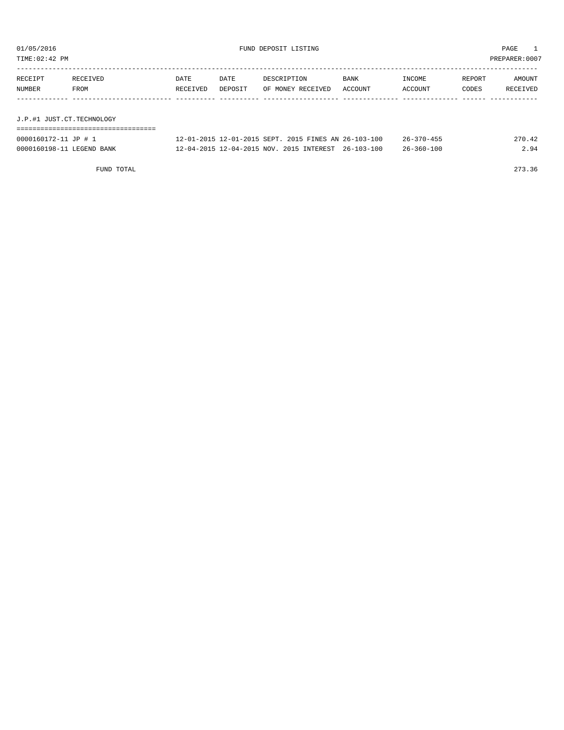01/05/2016 FUND DEPOSIT LISTING PAGE 1

TIME:02:42 PM PREPARER:0007

| RECEIPT NUMBER | RECEIVED FROM | DATE RECEIVED | DATE DEPOSIT | DESCRIPTION OF MONEY RECEIVED | BANK ACCOUNT | INCOME ACCOUNT | REPORT CODES | AMOUNT RECEIVED |
|---|---|---|---|---|---|---|---|---|
| **J.P.#1 JUST.CT.TECHNOLOGY** | | | | | | | | |
| 0000160172-11 | JP # 1 | 12-01-2015 | 12-01-2015 | SEPT. 2015 FINES AN | 26-103-100 | 26-370-455 | | 270.42 |
| 0000160198-11 | LEGEND BANK | 12-04-2015 | 12-04-2015 | NOV. 2015 INTEREST | 26-103-100 | 26-360-100 | | 2.94 |
| | FUND TOTAL | | | | | | | 273.36 |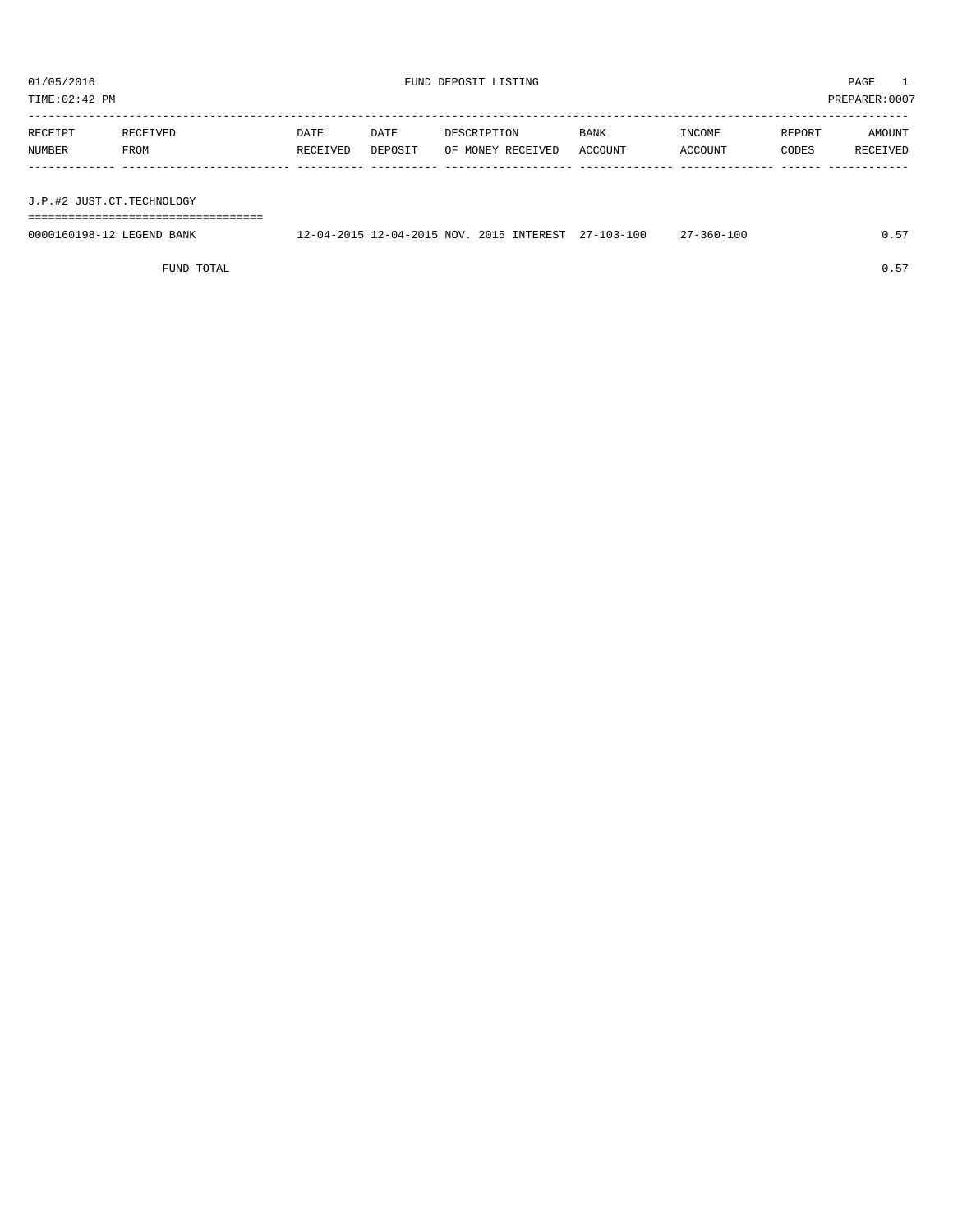01/05/2016 FUND DEPOSIT LISTING

TIME:02:42 PM PREPARER:0007

| RECEIPT NUMBER | RECEIVED FROM | DATE RECEIVED | DATE DEPOSIT | DESCRIPTION OF MONEY RECEIVED | BANK ACCOUNT | INCOME ACCOUNT | REPORT CODES | AMOUNT RECEIVED |
|---|---|---|---|---|---|---|---|---|
| **J.P.#2 JUST.CT.TECHNOLOGY** | | | | | | | | |
| 0000160198-12 | LEGEND BANK | 12-04-2015 | 12-04-2015 | NOV. 2015 INTEREST | 27-103-100 | 27-360-100 | | 0.57 |
| | FUND TOTAL | | | | | | | 0.57 |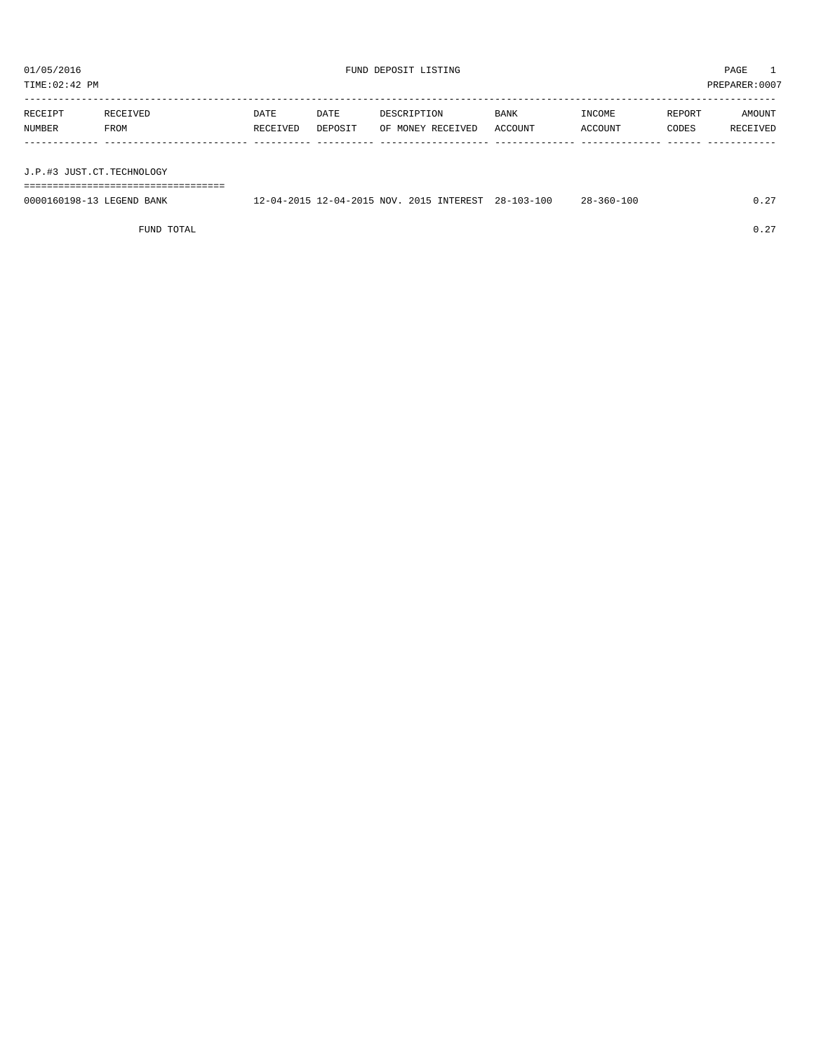01/05/2016 FUND DEPOSIT LISTING

TIME:02:42 PM PREPARER:0007

| RECEIPT NUMBER | RECEIVED FROM | DATE RECEIVED | DATE DEPOSIT | DESCRIPTION OF MONEY RECEIVED | BANK ACCOUNT | INCOME ACCOUNT | REPORT CODES | AMOUNT RECEIVED |
|---|---|---|---|---|---|---|---|---|
| **J.P.#3 JUST.CT.TECHNOLOGY** | | | | | | | | |
| 0000160198-13 | LEGEND BANK | 12-04-2015 | 12-04-2015 | NOV. 2015 INTEREST | 28-103-100 | 28-360-100 | | 0.27 |
| | FUND TOTAL | | | | | | | 0.27 |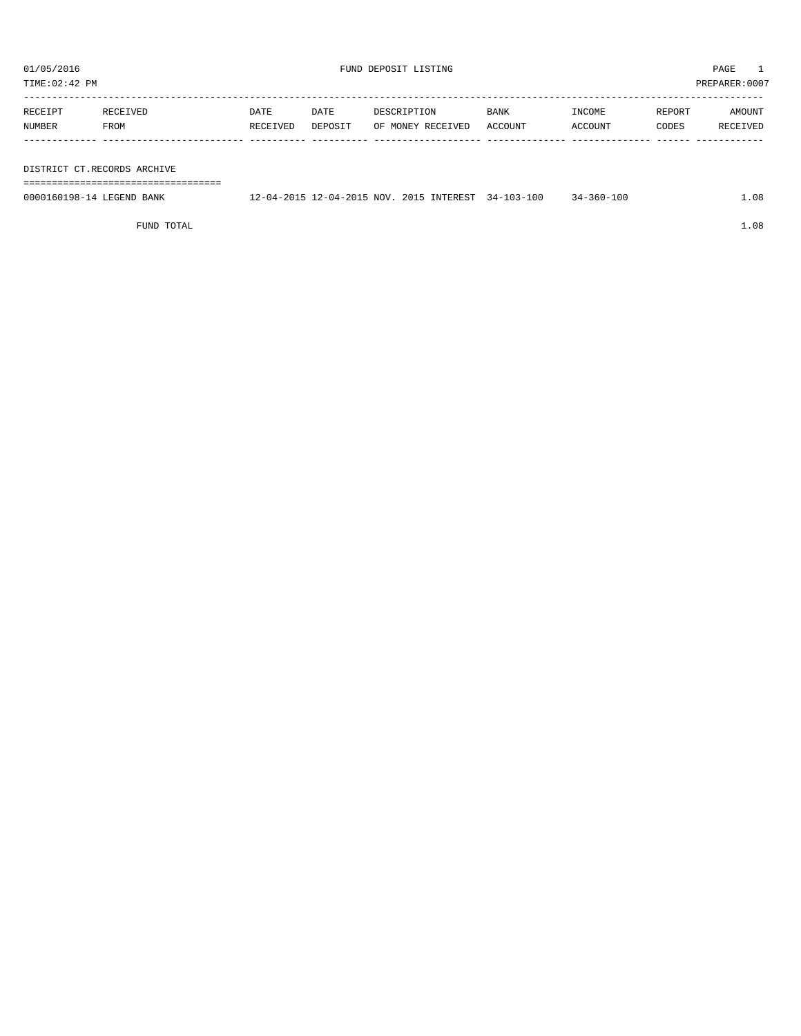01/05/2016 FUND DEPOSIT LISTING

TIME:02:42 PM PREPARER:0007

| RECEIPT NUMBER | RECEIVED FROM | DATE RECEIVED | DATE DEPOSIT | DESCRIPTION OF MONEY RECEIVED | BANK ACCOUNT | INCOME ACCOUNT | REPORT CODES | AMOUNT RECEIVED |
|---|---|---|---|---|---|---|---|---|
| DISTRICT CT.RECORDS ARCHIVE | | | | | | | | |
| 0000160198-14 | LEGEND BANK | 12-04-2015 | 12-04-2015 | NOV. 2015 INTEREST | 34-103-100 | 34-360-100 | | 1.08 |
| | FUND TOTAL | | | | | | | 1.08 |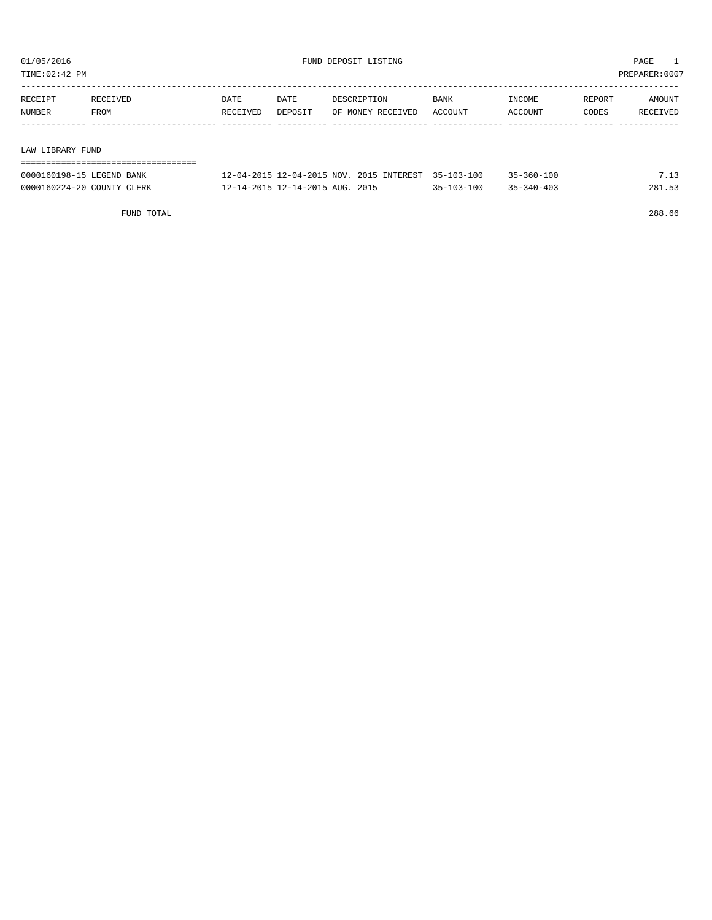01/05/2016 FUND DEPOSIT LISTING

TIME:02:42 PM PREPARER:0007

| RECEIPT NUMBER | RECEIVED FROM | DATE RECEIVED | DATE DEPOSIT | DESCRIPTION OF MONEY RECEIVED | BANK ACCOUNT | INCOME ACCOUNT | REPORT CODES | AMOUNT RECEIVED |
|---|---|---|---|---|---|---|---|---|

LAW LIBRARY FUND

| RECEIPT NUMBER | RECEIVED FROM | DATE RECEIVED | DATE DEPOSIT | DESCRIPTION OF MONEY RECEIVED | BANK ACCOUNT | INCOME ACCOUNT | REPORT CODES | AMOUNT RECEIVED |
|---|---|---|---|---|---|---|---|---|
| 0000160198-15 | LEGEND BANK | 12-04-2015 | 12-04-2015 | NOV. 2015 INTEREST | 35-103-100 | 35-360-100 | | 7.13 |
| 0000160224-20 | COUNTY CLERK | 12-14-2015 | 12-14-2015 | AUG. 2015 | 35-103-100 | 35-340-403 | | 281.53 |
| | FUND TOTAL | | | | | | | 288.66 |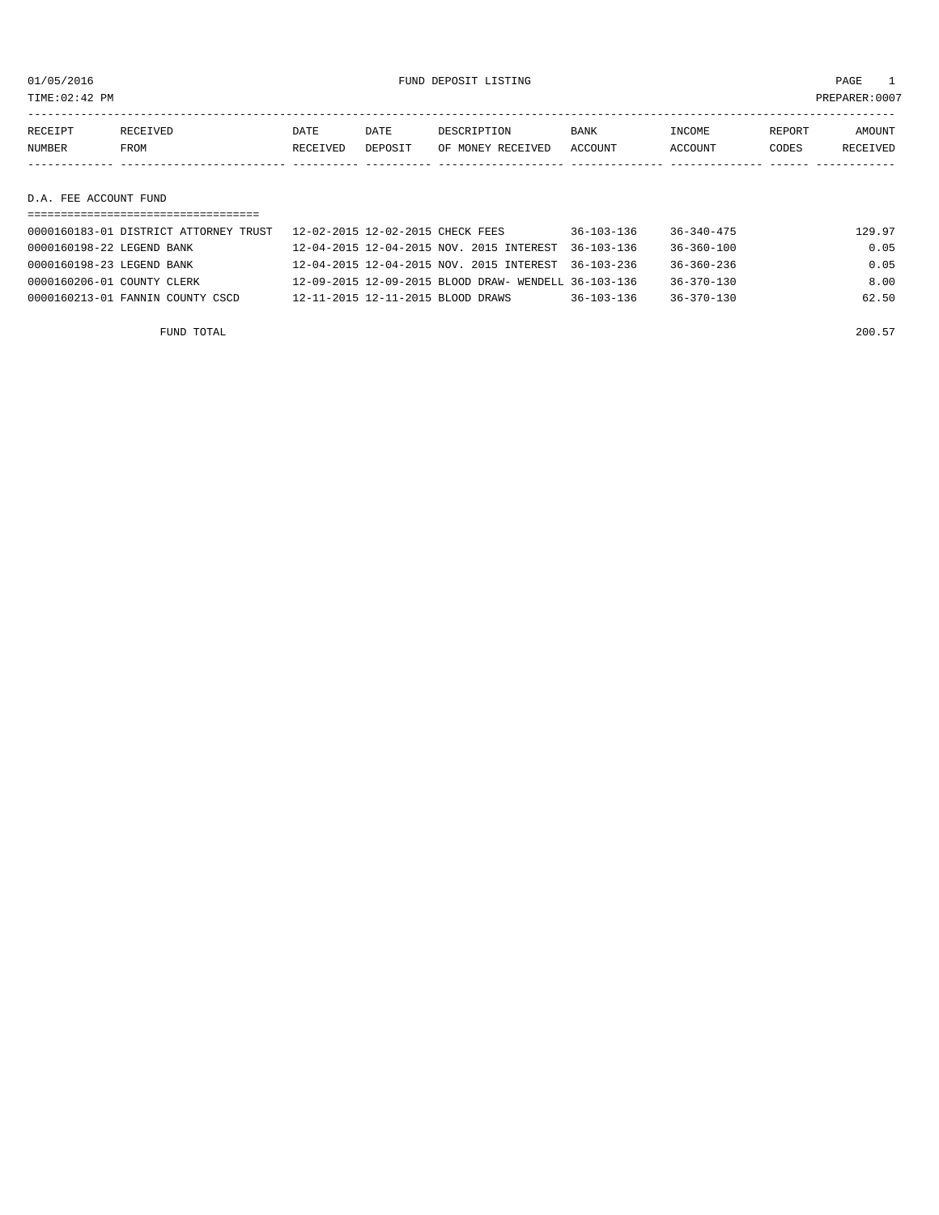01/05/2016 FUND DEPOSIT LISTING

TIME:02:42 PM PREPARER:0007

| RECEIPT NUMBER | RECEIVED FROM | DATE RECEIVED | DATE DEPOSIT | DESCRIPTION OF MONEY RECEIVED | BANK ACCOUNT | INCOME ACCOUNT | REPORT CODES | AMOUNT RECEIVED |
|---|---|---|---|---|---|---|---|---|

## D.A. FEE ACCOUNT FUND

| RECEIPT NUMBER | RECEIVED FROM | DATE RECEIVED | DATE DEPOSIT | DESCRIPTION OF MONEY RECEIVED | BANK ACCOUNT | INCOME ACCOUNT | REPORT CODES | AMOUNT RECEIVED |
|---|---|---|---|---|---|---|---|---|
| 0000160183-01 | DISTRICT ATTORNEY TRUST | 12-02-2015 | 12-02-2015 | CHECK FEES | 36-103-136 | 36-340-475 | | 129.97 |
| 0000160198-22 | LEGEND BANK | 12-04-2015 | 12-04-2015 | NOV. 2015 INTEREST | 36-103-136 | 36-360-100 | | 0.05 |
| 0000160198-23 | LEGEND BANK | 12-04-2015 | 12-04-2015 | NOV. 2015 INTEREST | 36-103-236 | 36-360-236 | | 0.05 |
| 0000160206-01 | COUNTY CLERK | 12-09-2015 | 12-09-2015 | BLOOD DRAW- WENDELL | 36-103-136 | 36-370-130 | | 8.00 |
| 0000160213-01 | FANNIN COUNTY CSCD | 12-11-2015 | 12-11-2015 | BLOOD DRAWS | 36-103-136 | 36-370-130 | | 62.50 |
| | FUND TOTAL | | | | | | | 200.57 |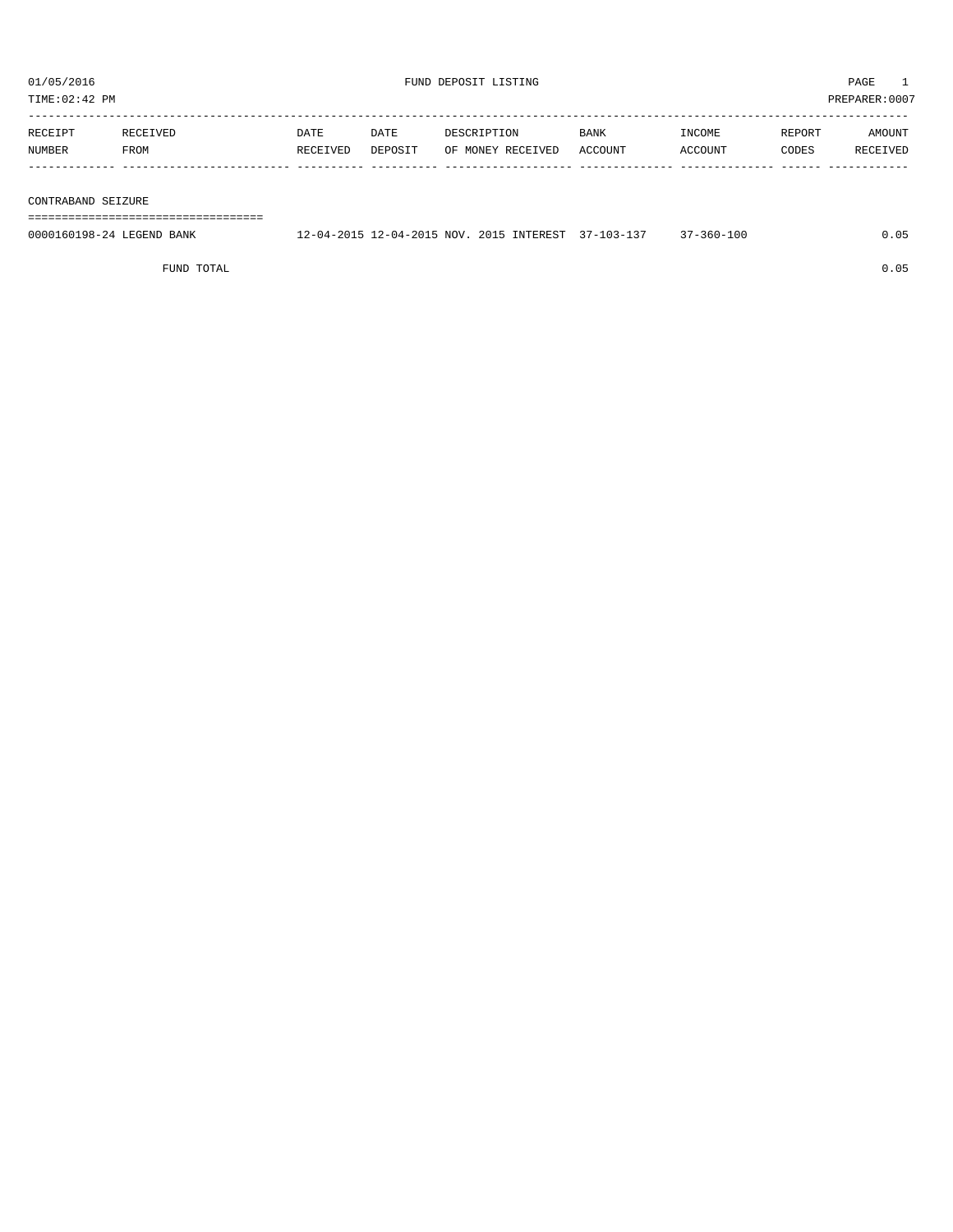01/05/2016 FUND DEPOSIT LISTING PAGE 1

TIME:02:42 PM PREPARER:0007

| RECEIPT NUMBER | RECEIVED FROM | DATE RECEIVED | DATE DEPOSIT | DESCRIPTION OF MONEY RECEIVED | BANK ACCOUNT | INCOME ACCOUNT | REPORT CODES | AMOUNT RECEIVED |
|---|---|---|---|---|---|---|---|---|
| **CONTRABAND SEIZURE** | | | | | | | | |
| 0000160198-24 | LEGEND BANK | 12-04-2015 | 12-04-2015 | NOV. 2015 INTEREST | 37-103-137 | 37-360-100 | | 0.05 |
| | FUND TOTAL | | | | | | | 0.05 |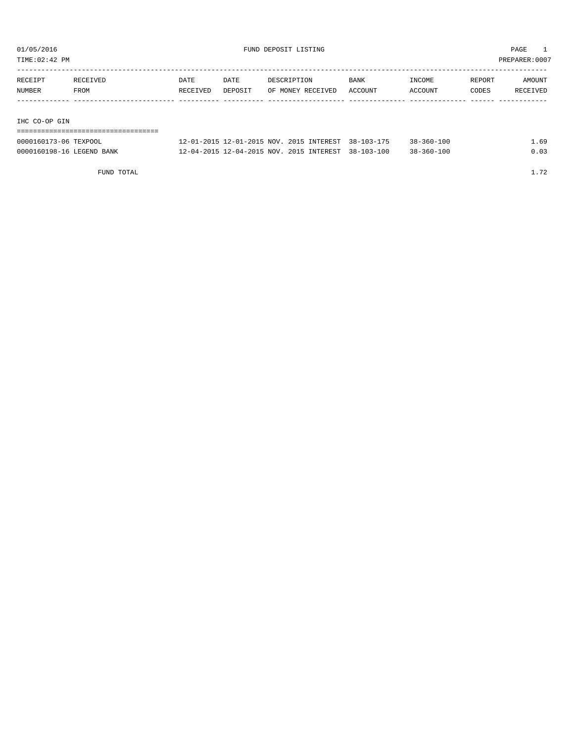01/05/2016 FUND DEPOSIT LISTING PAGE 1

TIME:02:42 PM PREPARER:0007

| RECEIPT NUMBER | RECEIVED FROM | DATE RECEIVED | DATE DEPOSIT | DESCRIPTION OF MONEY RECEIVED | BANK ACCOUNT | INCOME ACCOUNT | REPORT CODES | AMOUNT RECEIVED |
|---|---|---|---|---|---|---|---|---|

## IHC CO-OP GIN

| RECEIPT NUMBER | RECEIVED FROM | DATE RECEIVED | DATE DEPOSIT | DESCRIPTION OF MONEY RECEIVED | BANK ACCOUNT | INCOME ACCOUNT | REPORT CODES | AMOUNT RECEIVED |
|---|---|---|---|---|---|---|---|---|
| 0000160173-06 | TEXPOOL | 12-01-2015 | 12-01-2015 | NOV. 2015 INTEREST | 38-103-175 | 38-360-100 | | 1.69 |
| 0000160198-16 | LEGEND BANK | 12-04-2015 | 12-04-2015 | NOV. 2015 INTEREST | 38-103-100 | 38-360-100 | | 0.03 |
| | FUND TOTAL | | | | | | | 1.72 |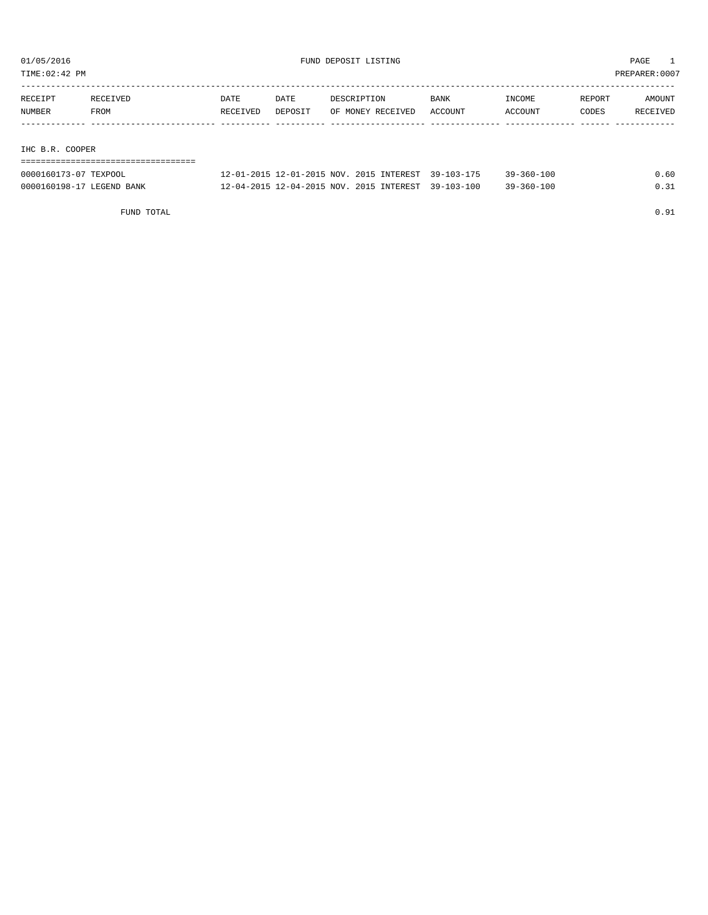01/05/2016 FUND DEPOSIT LISTING

TIME:02:42 PM PREPARER:0007

| RECEIPT NUMBER | RECEIVED FROM | DATE RECEIVED | DATE DEPOSIT | DESCRIPTION OF MONEY RECEIVED | BANK ACCOUNT | INCOME ACCOUNT | REPORT CODES | AMOUNT RECEIVED |
|---|---|---|---|---|---|---|---|---|
| **IHC B.R. COOPER** | | | | | | | | |
| 0000160173-07 | TEXPOOL | 12-01-2015 | 12-01-2015 | NOV. 2015 INTEREST | 39-103-175 | 39-360-100 | | 0.60 |
| 0000160198-17 | LEGEND BANK | 12-04-2015 | 12-04-2015 | NOV. 2015 INTEREST | 39-103-100 | 39-360-100 | | 0.31 |
| | FUND TOTAL | | | | | | | 0.91 |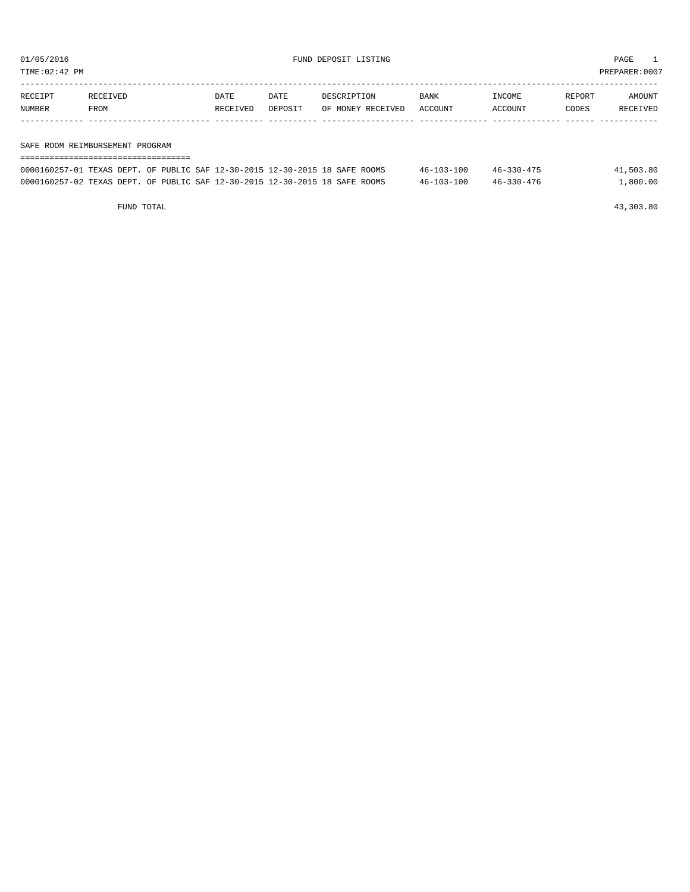01/05/2016 FUND DEPOSIT LISTING PAGE 1

TIME:02:42 PM PREPARER:0007

| RECEIPT NUMBER | RECEIVED FROM | DATE RECEIVED | DATE DEPOSIT | DESCRIPTION OF MONEY RECEIVED | BANK ACCOUNT | INCOME ACCOUNT | REPORT CODES | AMOUNT RECEIVED |
|---|---|---|---|---|---|---|---|---|
| **SAFE ROOM REIMBURSEMENT PROGRAM** | | | | | | | | |
| 0000160257-01 | TEXAS DEPT. OF PUBLIC SAF | 12-30-2015 | 12-30-2015 | 18 SAFE ROOMS | 46-103-100 | 46-330-475 | | 41,503.80 |
| 0000160257-02 | TEXAS DEPT. OF PUBLIC SAF | 12-30-2015 | 12-30-2015 | 18 SAFE ROOMS | 46-103-100 | 46-330-476 | | 1,800.00 |
| | FUND TOTAL | | | | | | | 43,303.80 |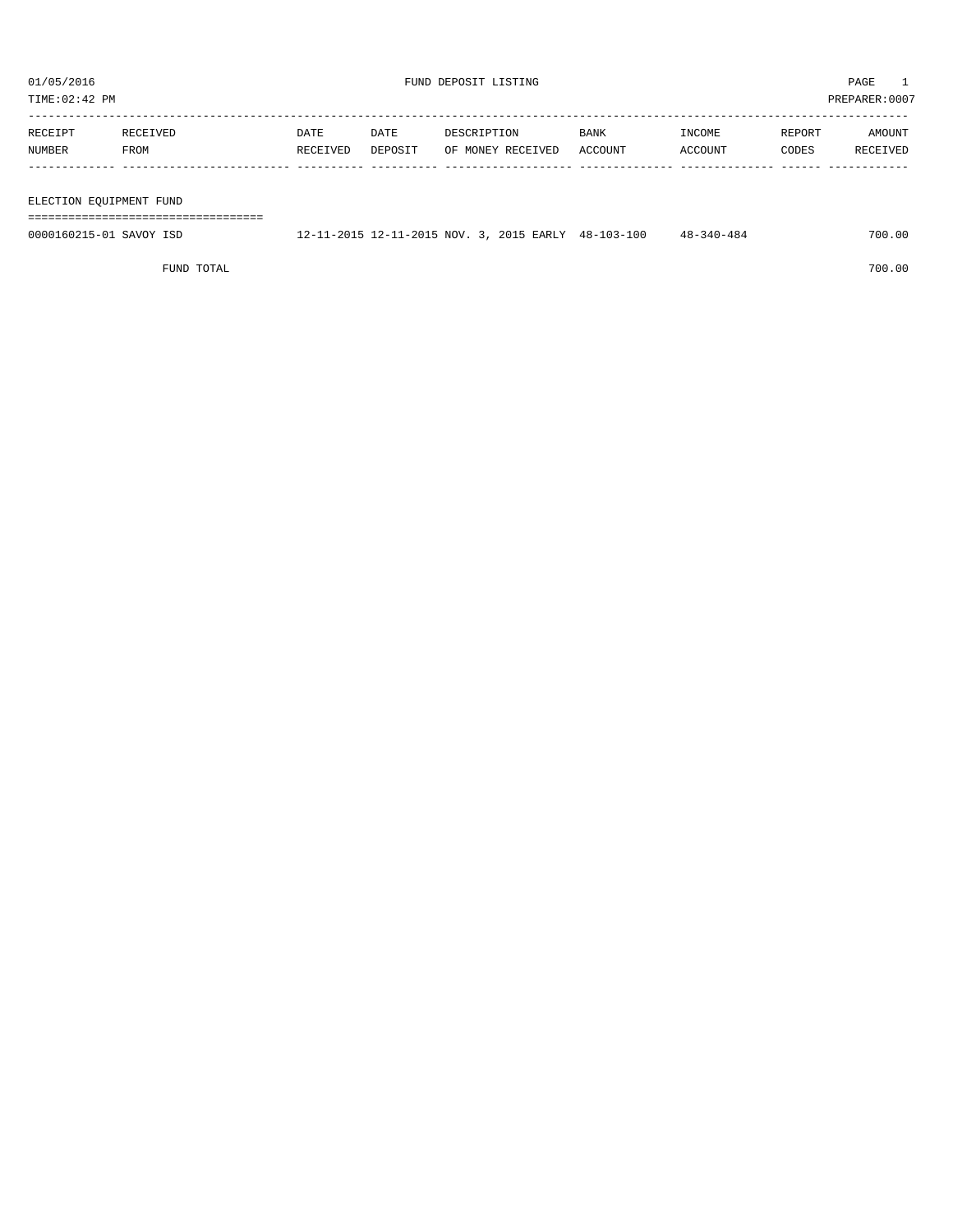# FUND DEPOSIT LISTING

01/05/2016
TIME:02:42 PM
PREPARER:0007

| RECEIPT NUMBER | RECEIVED FROM | DATE RECEIVED | DATE DEPOSIT | DESCRIPTION OF MONEY RECEIVED | BANK ACCOUNT | INCOME ACCOUNT | REPORT CODES | AMOUNT RECEIVED |
|---|---|---|---|---|---|---|---|---|
| **ELECTION EQUIPMENT FUND** | | | | | | | | |
| 0000160215-01 | SAVOY ISD | 12-11-2015 | 12-11-2015 | NOV. 3, 2015 EARLY | 48-103-100 | 48-340-484 | | 700.00 |
| | FUND TOTAL | | | | | | | 700.00 |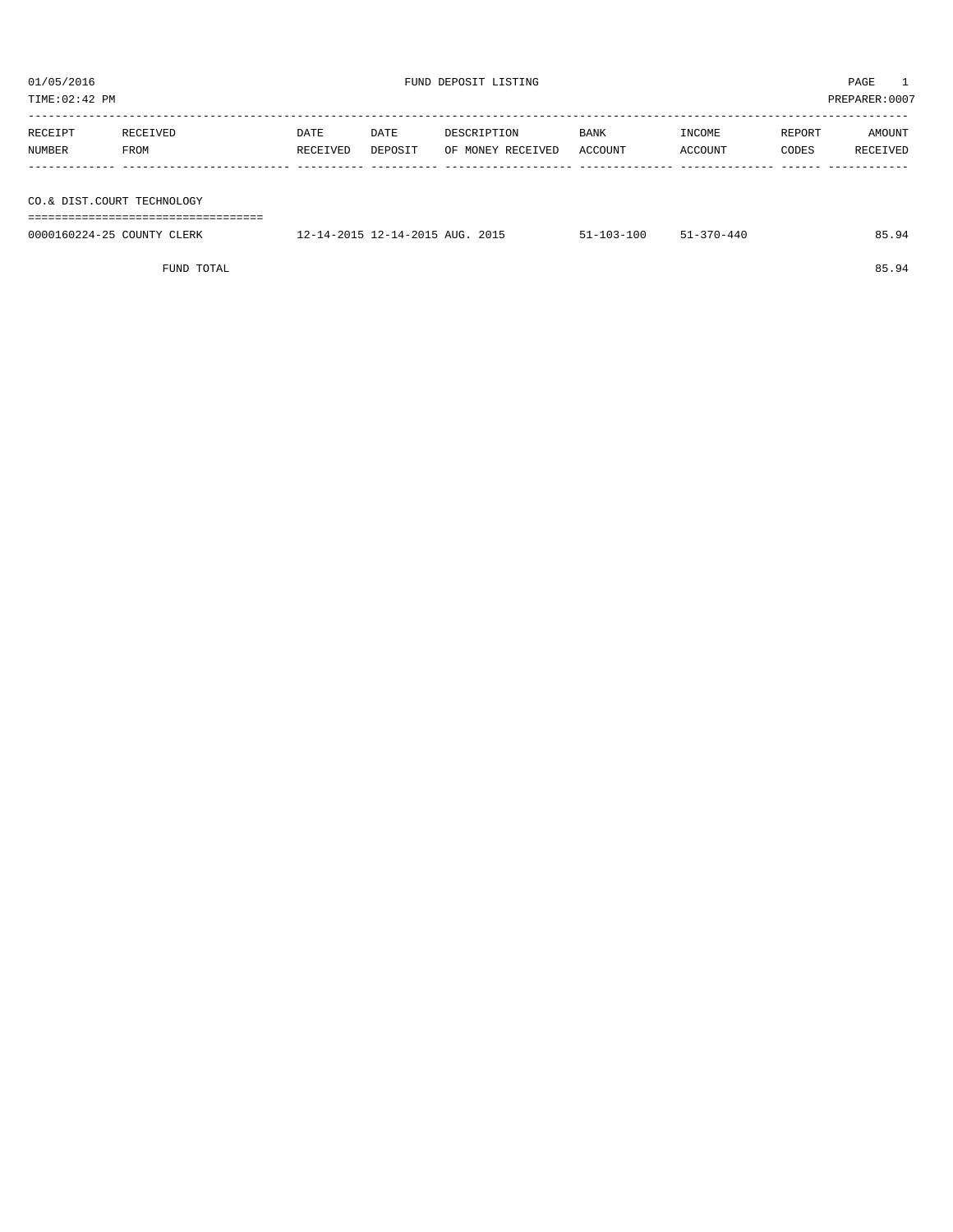01/05/2016 FUND DEPOSIT LISTING PAGE 1

TIME:02:42 PM PREPARER:0007

| RECEIPT NUMBER | RECEIVED FROM | DATE RECEIVED | DATE DEPOSIT | DESCRIPTION OF MONEY RECEIVED | BANK ACCOUNT | INCOME ACCOUNT | REPORT CODES | AMOUNT RECEIVED |
|---|---|---|---|---|---|---|---|---|
| **CO.& DIST.COURT TECHNOLOGY** | | | | | | | | |
| 0000160224-25 | COUNTY CLERK | 12-14-2015 | 12-14-2015 | AUG. 2015 | 51-103-100 | 51-370-440 | | 85.94 |
| | FUND TOTAL | | | | | | | 85.94 |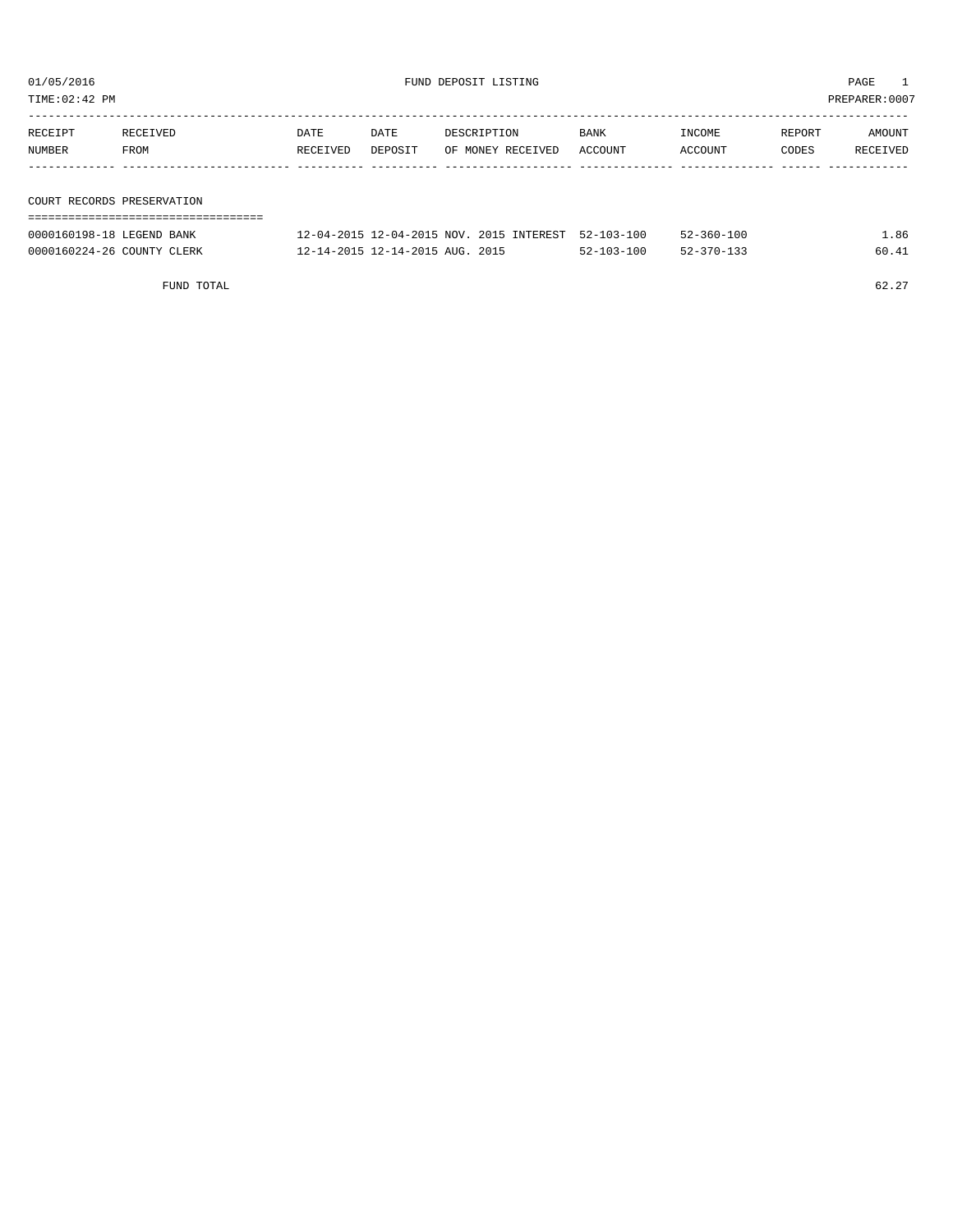FUND DEPOSIT LISTING

01/05/2016
TIME:02:42 PM
PREPARER:0007

| RECEIPT NUMBER | RECEIVED FROM | DATE RECEIVED | DATE DEPOSIT | DESCRIPTION OF MONEY RECEIVED | BANK ACCOUNT | INCOME ACCOUNT | REPORT CODES | AMOUNT RECEIVED |
|---|---|---|---|---|---|---|---|---|
| **COURT RECORDS PRESERVATION** | | | | | | | | |
| 0000160198-18 | LEGEND BANK | 12-04-2015 | 12-04-2015 | NOV. 2015 INTEREST | 52-103-100 | 52-360-100 | | 1.86 |
| 0000160224-26 | COUNTY CLERK | 12-14-2015 | 12-14-2015 | AUG. 2015 | 52-103-100 | 52-370-133 | | 60.41 |
| | FUND TOTAL | | | | | | | 62.27 |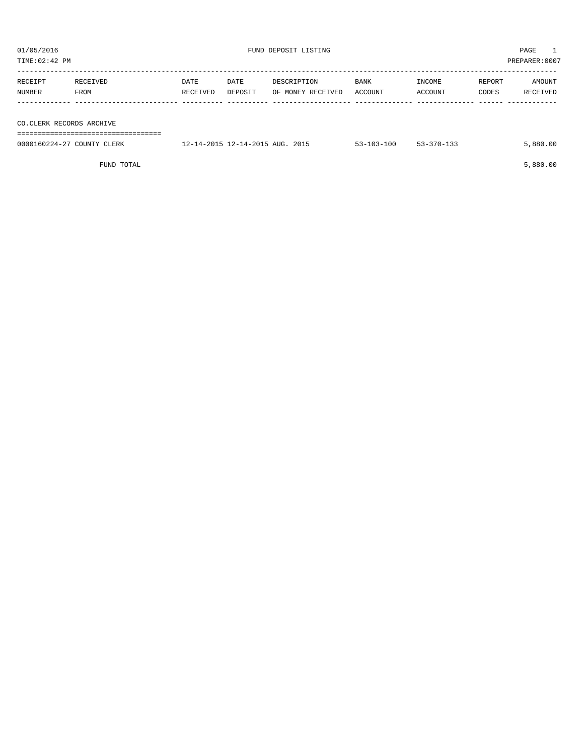01/05/2016 FUND DEPOSIT LISTING

TIME:02:42 PM PREPARER:0007

| RECEIPT NUMBER | RECEIVED FROM | DATE RECEIVED | DATE DEPOSIT | DESCRIPTION OF MONEY RECEIVED | BANK ACCOUNT | INCOME ACCOUNT | REPORT CODES | AMOUNT RECEIVED |
|---|---|---|---|---|---|---|---|---|
| **CO.CLERK RECORDS ARCHIVE** | | | | | | | | |
| 0000160224-27 | COUNTY CLERK | 12-14-2015 | 12-14-2015 | AUG. 2015 | 53-103-100 | 53-370-133 | | 5,880.00 |
| | FUND TOTAL | | | | | | | 5,880.00 |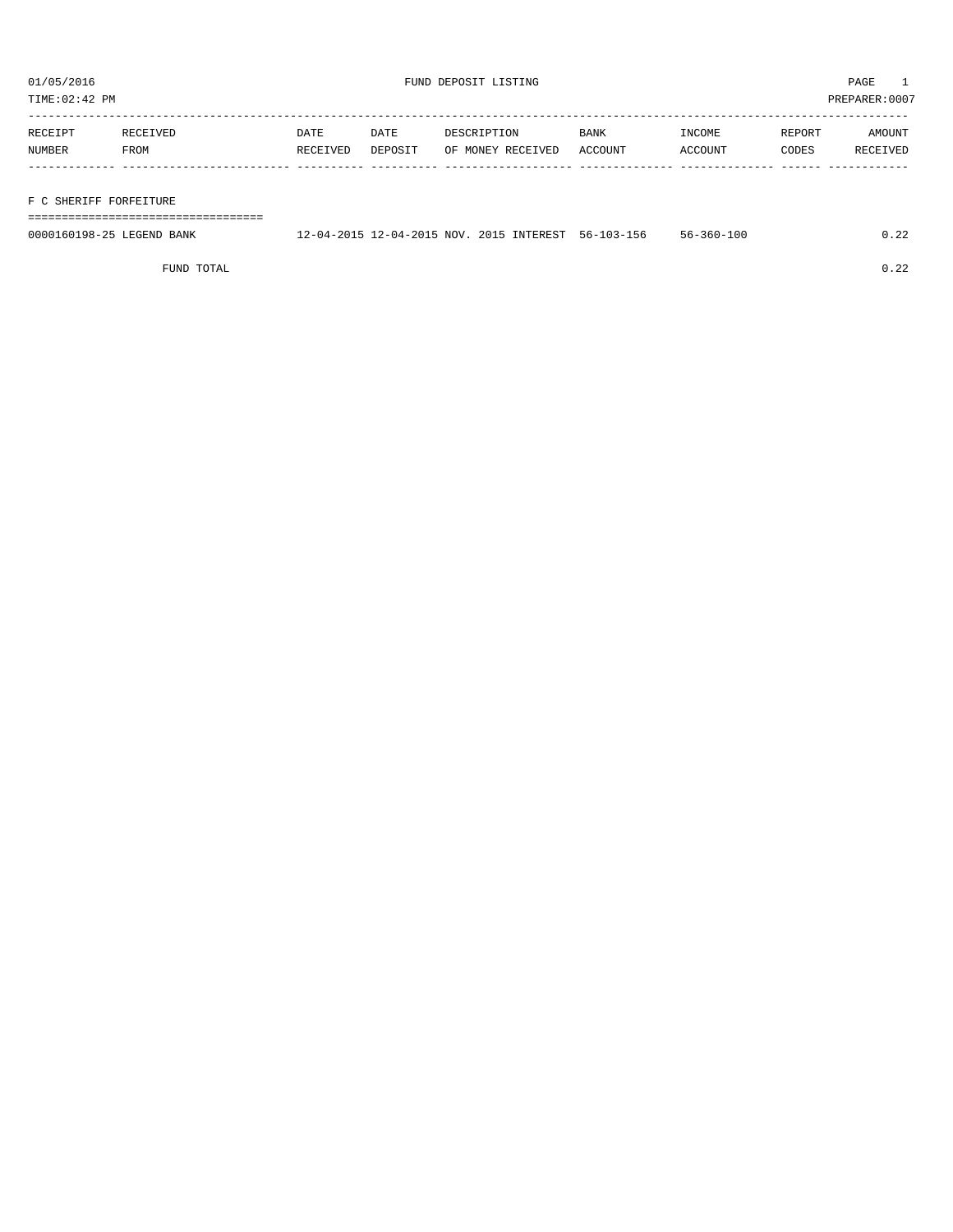FUND DEPOSIT LISTING

TIME:02:42 PM PREPARER:0007

| RECEIPT NUMBER | RECEIVED FROM | DATE RECEIVED | DATE DEPOSIT | DESCRIPTION OF MONEY RECEIVED | BANK ACCOUNT | INCOME ACCOUNT | REPORT CODES | AMOUNT RECEIVED |
|---|---|---|---|---|---|---|---|---|
| **F C SHERIFF FORFEITURE** | | | | | | | | |
| 0000160198-25 | LEGEND BANK | 12-04-2015 | 12-04-2015 | NOV. 2015 INTEREST | 56-103-156 | 56-360-100 | | 0.22 |
| | FUND TOTAL | | | | | | | 0.22 |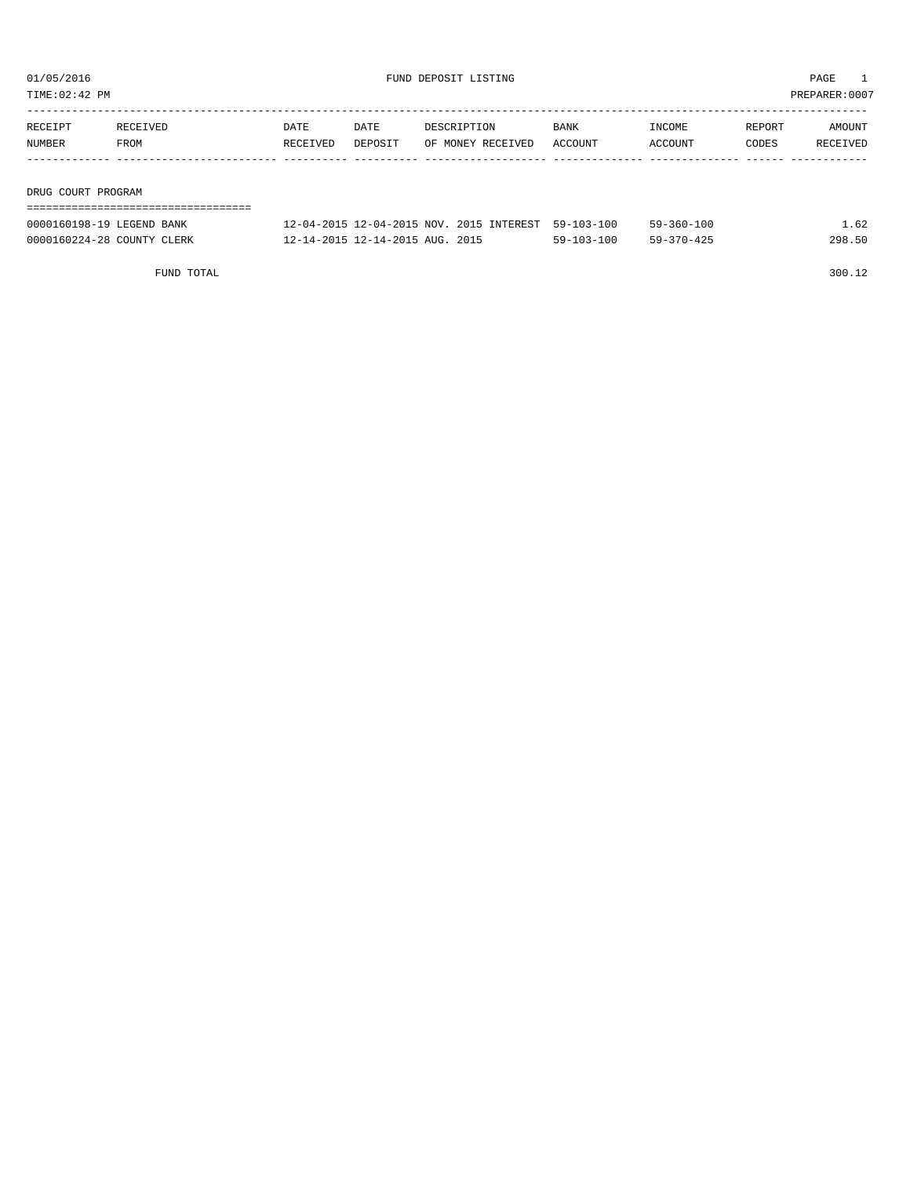01/05/2016 FUND DEPOSIT LISTING
TIME:02:42 PM PREPARER:0007

| RECEIPT NUMBER | RECEIVED FROM | DATE RECEIVED | DATE DEPOSIT | DESCRIPTION OF MONEY RECEIVED | BANK ACCOUNT | INCOME ACCOUNT | REPORT CODES | AMOUNT RECEIVED |
|---|---|---|---|---|---|---|---|---|
| **DRUG COURT PROGRAM** | | | | | | | | |
| 0000160198-19 | LEGEND BANK | 12-04-2015 | 12-04-2015 | NOV. 2015 INTEREST | 59-103-100 | 59-360-100 | | 1.62 |
| 0000160224-28 | COUNTY CLERK | 12-14-2015 | 12-14-2015 | AUG. 2015 | 59-103-100 | 59-370-425 | | 298.50 |
| | FUND TOTAL | | | | | | | 300.12 |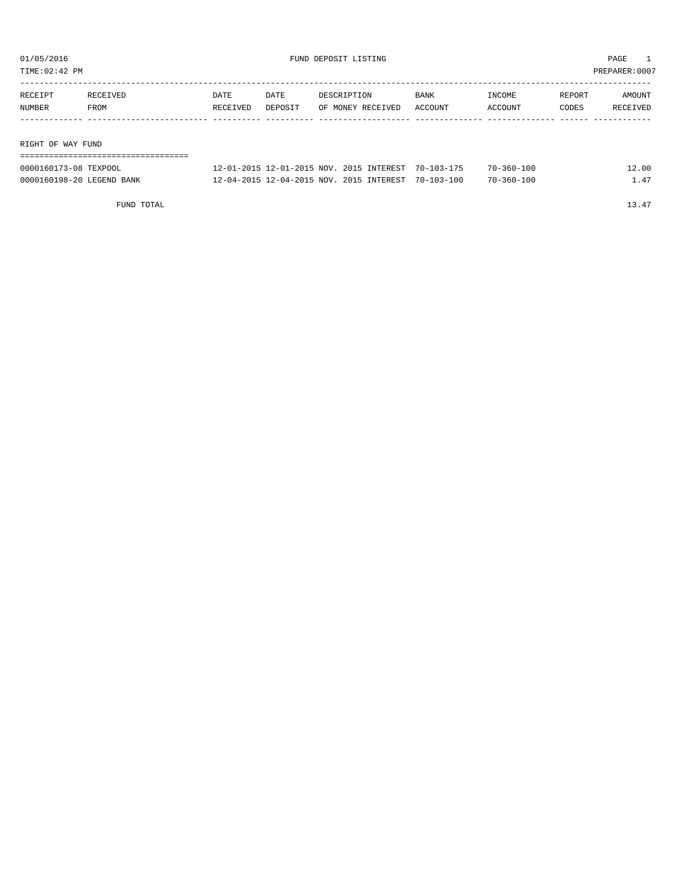# FUND DEPOSIT LISTING

01/05/2016
TIME:02:42 PM
PREPARER:0007

| RECEIPT NUMBER | RECEIVED FROM | DATE RECEIVED | DATE DEPOSIT | DESCRIPTION OF MONEY RECEIVED | BANK ACCOUNT | INCOME ACCOUNT | REPORT CODES | AMOUNT RECEIVED |
|---|---|---|---|---|---|---|---|---|
| **RIGHT OF WAY FUND** | | | | | | | | |
| 0000160173-08 | TEXPOOL | 12-01-2015 | 12-01-2015 | NOV. 2015 INTEREST | 70-103-175 | 70-360-100 | | 12.00 |
| 0000160198-20 | LEGEND BANK | 12-04-2015 | 12-04-2015 | NOV. 2015 INTEREST | 70-103-100 | 70-360-100 | | 1.47 |
| | FUND TOTAL | | | | | | | 13.47 |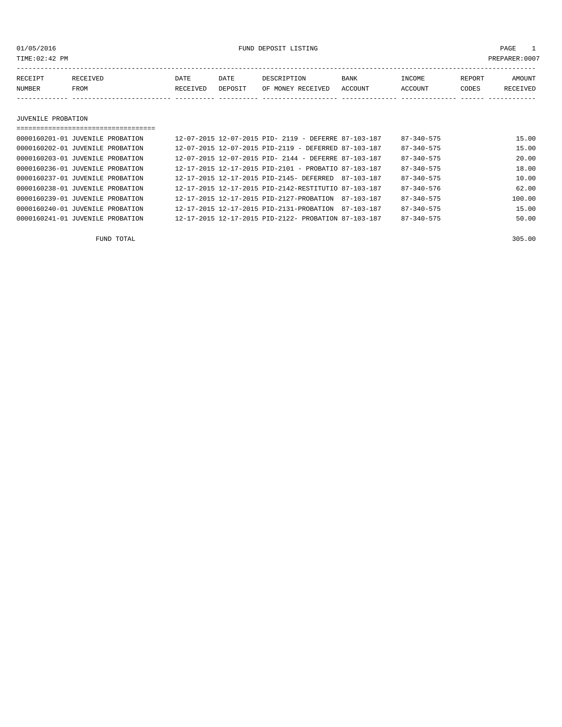01/05/2016 FUND DEPOSIT LISTING PAGE 1

TIME:02:42 PM PREPARER:0007

| RECEIPT NUMBER | RECEIVED FROM | DATE RECEIVED | DATE DEPOSIT | DESCRIPTION OF MONEY RECEIVED | BANK ACCOUNT | INCOME ACCOUNT | REPORT CODES | AMOUNT RECEIVED |
|---|---|---|---|---|---|---|---|---|

## JUVENILE PROBATION

| RECEIPT NUMBER | RECEIVED FROM | DATE RECEIVED | DATE DEPOSIT | DESCRIPTION OF MONEY RECEIVED | BANK ACCOUNT | INCOME ACCOUNT | REPORT CODES | AMOUNT RECEIVED |
|---|---|---|---|---|---|---|---|---|
| 0000160201-01 | JUVENILE PROBATION | 12-07-2015 | 12-07-2015 | PID- 2119 - DEFERRE | 87-103-187 | 87-340-575 | | 15.00 |
| 0000160202-01 | JUVENILE PROBATION | 12-07-2015 | 12-07-2015 | PID-2119 - DEFERRED | 87-103-187 | 87-340-575 | | 15.00 |
| 0000160203-01 | JUVENILE PROBATION | 12-07-2015 | 12-07-2015 | PID- 2144 - DEFERRE | 87-103-187 | 87-340-575 | | 20.00 |
| 0000160236-01 | JUVENILE PROBATION | 12-17-2015 | 12-17-2015 | PID-2101 - PROBATIO | 87-103-187 | 87-340-575 | | 18.00 |
| 0000160237-01 | JUVENILE PROBATION | 12-17-2015 | 12-17-2015 | PID-2145- DEFERRED | 87-103-187 | 87-340-575 | | 10.00 |
| 0000160238-01 | JUVENILE PROBATION | 12-17-2015 | 12-17-2015 | PID-2142-RESTITUTIO | 87-103-187 | 87-340-576 | | 62.00 |
| 0000160239-01 | JUVENILE PROBATION | 12-17-2015 | 12-17-2015 | PID-2127-PROBATION | 87-103-187 | 87-340-575 | | 100.00 |
| 0000160240-01 | JUVENILE PROBATION | 12-17-2015 | 12-17-2015 | PID-2131-PROBATION | 87-103-187 | 87-340-575 | | 15.00 |
| 0000160241-01 | JUVENILE PROBATION | 12-17-2015 | 12-17-2015 | PID-2122- PROBATION | 87-103-187 | 87-340-575 | | 50.00 |

FUND TOTAL 305.00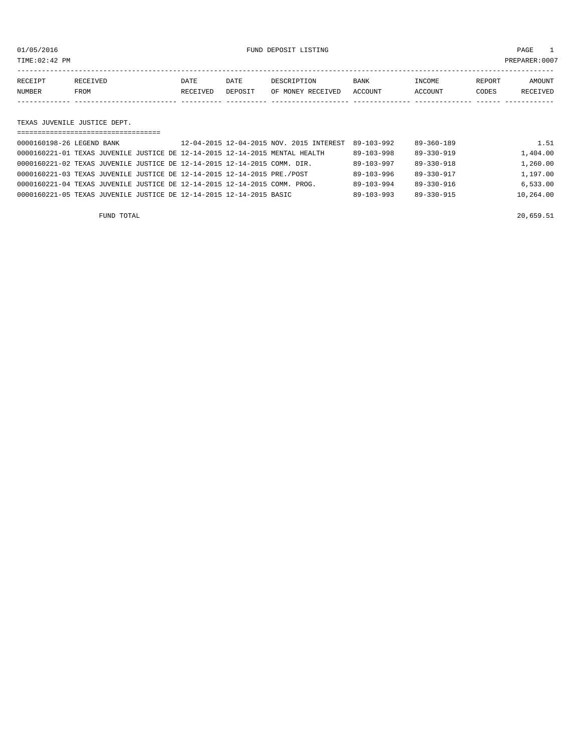01/05/2016 FUND DEPOSIT LISTING

TIME:02:42 PM PREPARER:0007

| RECEIPT NUMBER | RECEIVED FROM | DATE RECEIVED | DATE DEPOSIT | DESCRIPTION OF MONEY RECEIVED | BANK ACCOUNT | INCOME ACCOUNT | REPORT CODES | AMOUNT RECEIVED |
|---|---|---|---|---|---|---|---|---|

**TEXAS JUVENILE JUSTICE DEPT.**

| RECEIPT NUMBER | RECEIVED FROM | DATE RECEIVED | DATE DEPOSIT | DESCRIPTION OF MONEY RECEIVED | BANK ACCOUNT | INCOME ACCOUNT | REPORT CODES | AMOUNT RECEIVED |
|---|---|---|---|---|---|---|---|---|
| 0000160198-26 | LEGEND BANK | 12-04-2015 | 12-04-2015 | NOV. 2015 INTEREST | 89-103-992 | 89-360-189 | | 1.51 |
| 0000160221-01 | TEXAS JUVENILE JUSTICE DE | 12-14-2015 | 12-14-2015 | MENTAL HEALTH | 89-103-998 | 89-330-919 | | 1,404.00 |
| 0000160221-02 | TEXAS JUVENILE JUSTICE DE | 12-14-2015 | 12-14-2015 | COMM. DIR. | 89-103-997 | 89-330-918 | | 1,260.00 |
| 0000160221-03 | TEXAS JUVENILE JUSTICE DE | 12-14-2015 | 12-14-2015 | PRE./POST | 89-103-996 | 89-330-917 | | 1,197.00 |
| 0000160221-04 | TEXAS JUVENILE JUSTICE DE | 12-14-2015 | 12-14-2015 | COMM. PROG. | 89-103-994 | 89-330-916 | | 6,533.00 |
| 0000160221-05 | TEXAS JUVENILE JUSTICE DE | 12-14-2015 | 12-14-2015 | BASIC | 89-103-993 | 89-330-915 | | 10,264.00 |

FUND TOTAL 20,659.51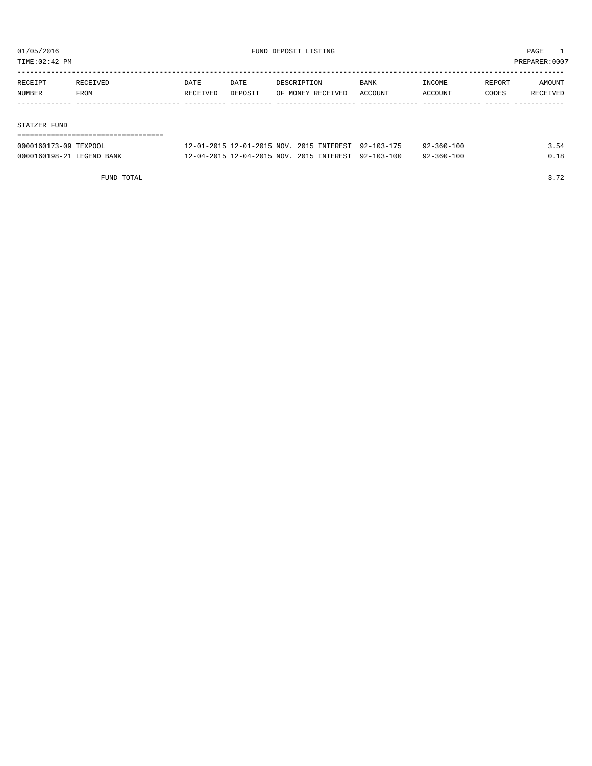01/05/2016 FUND DEPOSIT LISTING PAGE 1

TIME:02:42 PM PREPARER:0007

| RECEIPT NUMBER | RECEIVED FROM | DATE RECEIVED | DATE DEPOSIT | DESCRIPTION OF MONEY RECEIVED | BANK ACCOUNT | INCOME ACCOUNT | REPORT CODES | AMOUNT RECEIVED |
|---|---|---|---|---|---|---|---|---|
| STATZER FUND | | | | | | | | |
| 0000160173-09 | TEXPOOL | 12-01-2015 | 12-01-2015 | NOV. 2015 INTEREST | 92-103-175 | 92-360-100 | | 3.54 |
| 0000160198-21 | LEGEND BANK | 12-04-2015 | 12-04-2015 | NOV. 2015 INTEREST | 92-103-100 | 92-360-100 | | 0.18 |
| | FUND TOTAL | | | | | | | 3.72 |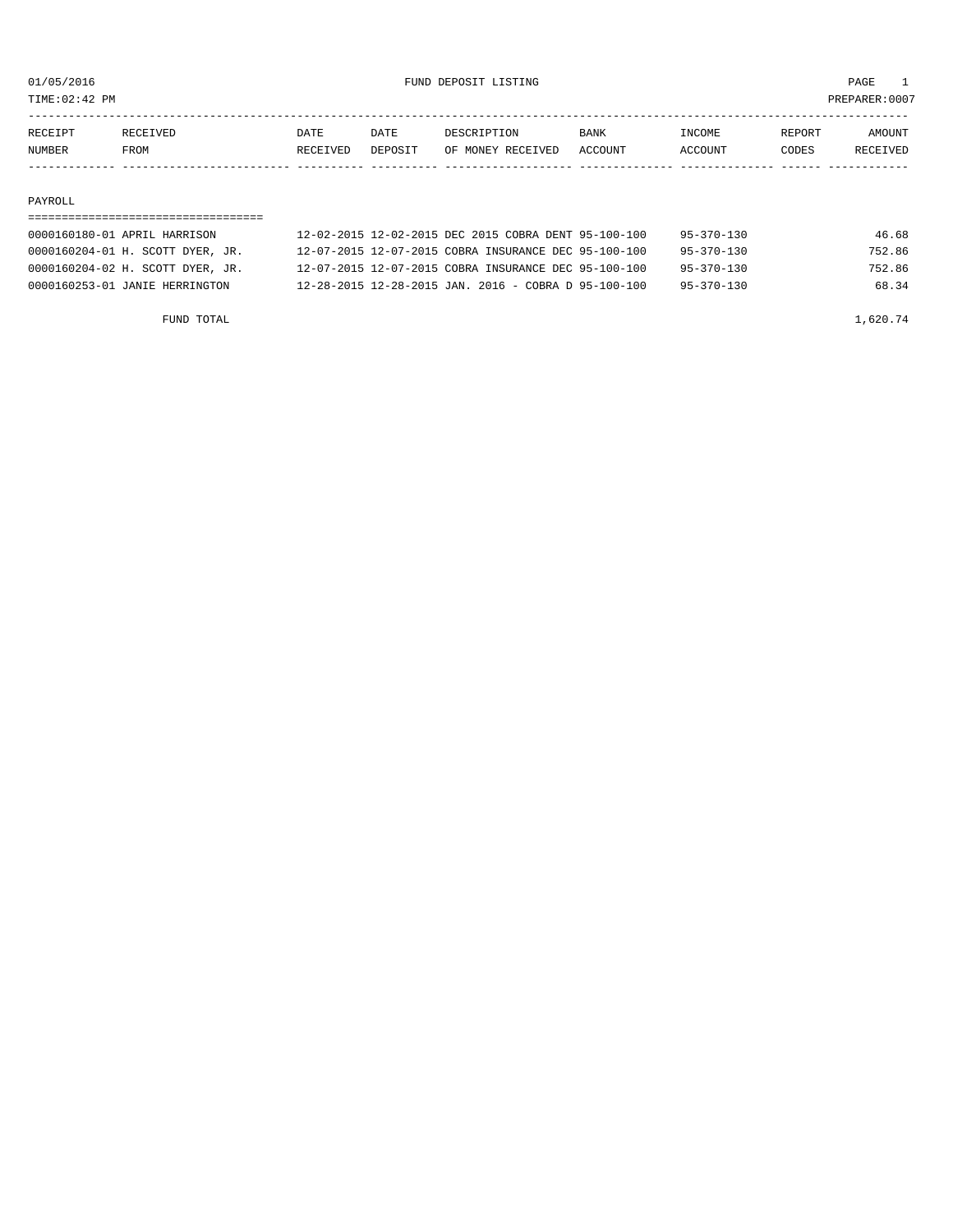01/05/2016 FUND DEPOSIT LISTING

TIME:02:42 PM PREPARER:0007

| RECEIPT NUMBER | RECEIVED FROM | DATE RECEIVED | DATE DEPOSIT | DESCRIPTION OF MONEY RECEIVED | BANK ACCOUNT | INCOME ACCOUNT | REPORT CODES | AMOUNT RECEIVED |
|---|---|---|---|---|---|---|---|---|
| PAYROLL | | | | | | | | |
| 0000160180-01 | APRIL HARRISON | 12-02-2015 | 12-02-2015 | DEC 2015 COBRA DENT | 95-100-100 | 95-370-130 | | 46.68 |
| 0000160204-01 | H. SCOTT DYER, JR. | 12-07-2015 | 12-07-2015 | COBRA INSURANCE DEC | 95-100-100 | 95-370-130 | | 752.86 |
| 0000160204-02 | H. SCOTT DYER, JR. | 12-07-2015 | 12-07-2015 | COBRA INSURANCE DEC | 95-100-100 | 95-370-130 | | 752.86 |
| 0000160253-01 | JANIE HERRINGTON | 12-28-2015 | 12-28-2015 | JAN. 2016 - COBRA D | 95-100-100 | 95-370-130 | | 68.34 |
| | FUND TOTAL | | | | | | | 1,620.74 |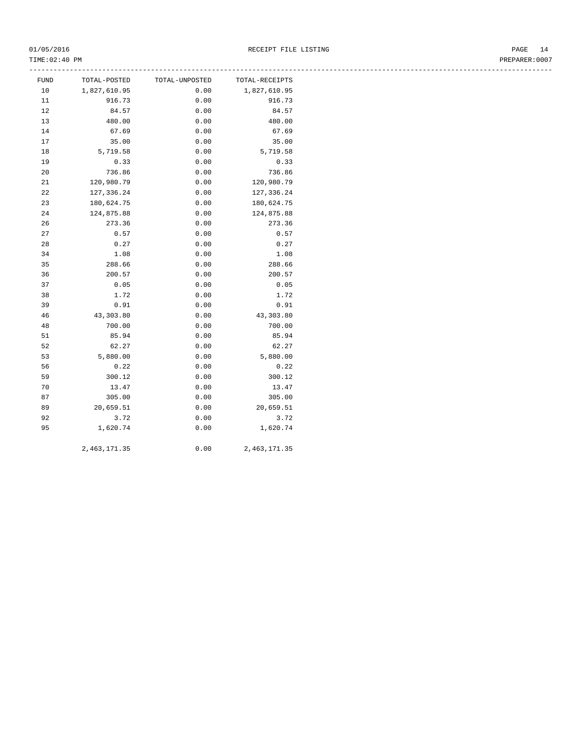01/05/2016 RECEIPT FILE LISTING

TIME:02:40 PM PREPARER:0007

| FUND | TOTAL-POSTED | TOTAL-UNPOSTED | TOTAL-RECEIPTS |
|---|---|---|---|
| 10 | 1,827,610.95 | 0.00 | 1,827,610.95 |
| 11 | 916.73 | 0.00 | 916.73 |
| 12 | 84.57 | 0.00 | 84.57 |
| 13 | 480.00 | 0.00 | 480.00 |
| 14 | 67.69 | 0.00 | 67.69 |
| 17 | 35.00 | 0.00 | 35.00 |
| 18 | 5,719.58 | 0.00 | 5,719.58 |
| 19 | 0.33 | 0.00 | 0.33 |
| 20 | 736.86 | 0.00 | 736.86 |
| 21 | 120,980.79 | 0.00 | 120,980.79 |
| 22 | 127,336.24 | 0.00 | 127,336.24 |
| 23 | 180,624.75 | 0.00 | 180,624.75 |
| 24 | 124,875.88 | 0.00 | 124,875.88 |
| 26 | 273.36 | 0.00 | 273.36 |
| 27 | 0.57 | 0.00 | 0.57 |
| 28 | 0.27 | 0.00 | 0.27 |
| 34 | 1.08 | 0.00 | 1.08 |
| 35 | 288.66 | 0.00 | 288.66 |
| 36 | 200.57 | 0.00 | 200.57 |
| 37 | 0.05 | 0.00 | 0.05 |
| 38 | 1.72 | 0.00 | 1.72 |
| 39 | 0.91 | 0.00 | 0.91 |
| 46 | 43,303.80 | 0.00 | 43,303.80 |
| 48 | 700.00 | 0.00 | 700.00 |
| 51 | 85.94 | 0.00 | 85.94 |
| 52 | 62.27 | 0.00 | 62.27 |
| 53 | 5,880.00 | 0.00 | 5,880.00 |
| 56 | 0.22 | 0.00 | 0.22 |
| 59 | 300.12 | 0.00 | 300.12 |
| 70 | 13.47 | 0.00 | 13.47 |
| 87 | 305.00 | 0.00 | 305.00 |
| 89 | 20,659.51 | 0.00 | 20,659.51 |
| 92 | 3.72 | 0.00 | 3.72 |
| 95 | 1,620.74 | 0.00 | 1,620.74 |
| | 2,463,171.35 | 0.00 | 2,463,171.35 |